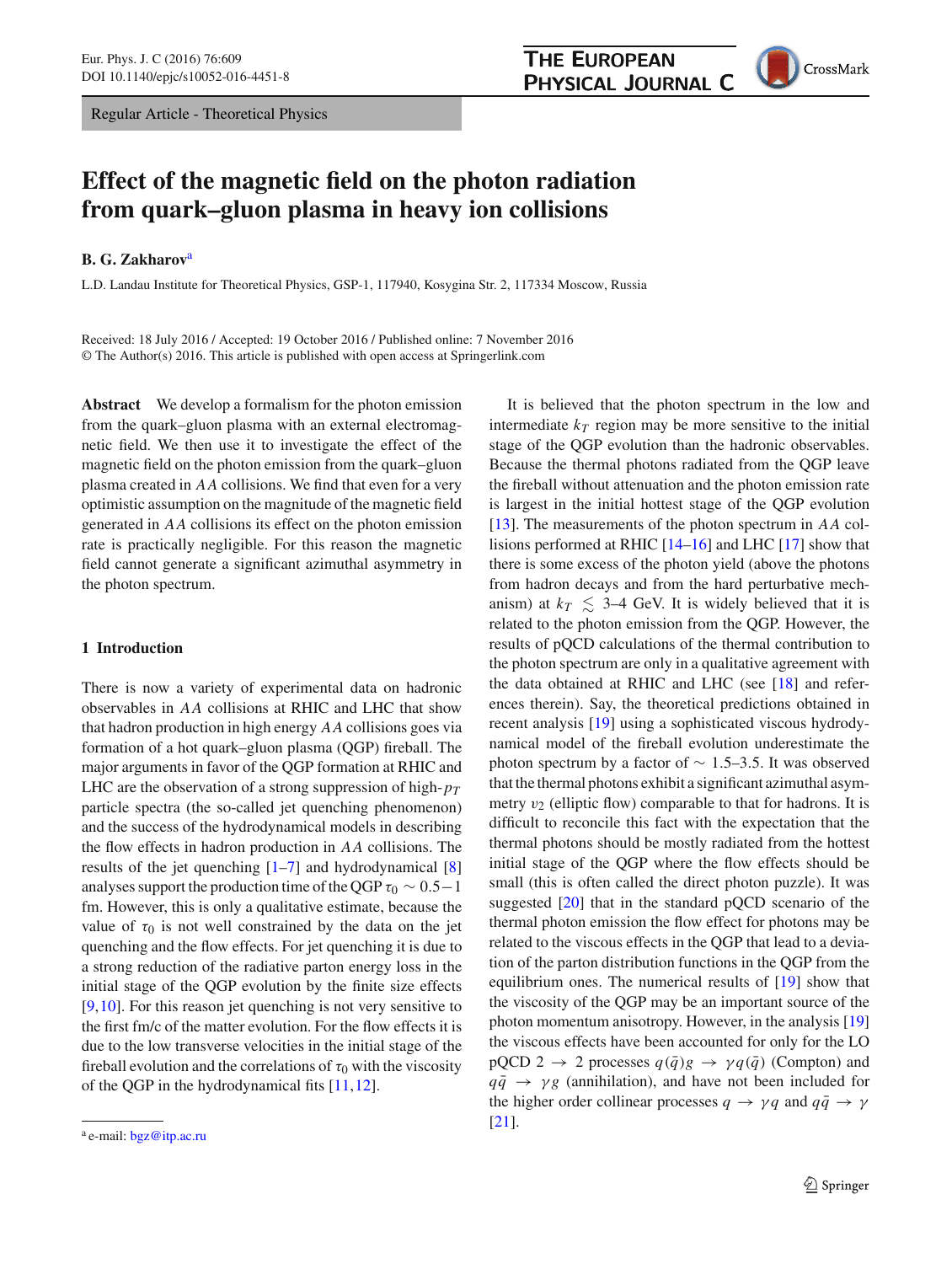Regular Article - Theoretical Physics

# Effect of the magnetic field on the photon radiation from quark–gluon plasma in heavy ion collisions

**B. G. Zakharov**[a]

L.D. Landau Institute for Theoretical Physics, GSP-1, 117940, Kosygina Str. 2, 117334 Moscow, Russia

Received: 18 July 2016 / Accepted: 19 October 2016 / Published online: 7 November 2016
© The Author(s) 2016. This article is published with open access at Springerlink.com

**Abstract** We develop a formalism for the photon emission from the quark–gluon plasma with an external electromagnetic field. We then use it to investigate the effect of the magnetic field on the photon emission from the quark–gluon plasma created in $AA$ collisions. We find that even for a very optimistic assumption on the magnitude of the magnetic field generated in $AA$ collisions its effect on the photon emission rate is practically negligible. For this reason the magnetic field cannot generate a significant azimuthal asymmetry in the photon spectrum.

## 1 Introduction

There is now a variety of experimental data on hadronic observables in $AA$ collisions at RHIC and LHC that show that hadron production in high energy $AA$ collisions goes via formation of a hot quark–gluon plasma (QGP) fireball. The major arguments in favor of the QGP formation at RHIC and LHC are the observation of a strong suppression of high-$p_T$ particle spectra (the so-called jet quenching phenomenon) and the success of the hydrodynamical models in describing the flow effects in hadron production in $AA$ collisions. The results of the jet quenching [1–7] and hydrodynamical [8] analyses support the production time of the QGP $\tau_0 \sim 0.5-1$ fm. However, this is only a qualitative estimate, because the value of $\tau_0$ is not well constrained by the data on the jet quenching and the flow effects. For jet quenching it is due to a strong reduction of the radiative parton energy loss in the initial stage of the QGP evolution by the finite size effects [9,10]. For this reason jet quenching is not very sensitive to the first fm/c of the matter evolution. For the flow effects it is due to the low transverse velocities in the initial stage of the fireball evolution and the correlations of $\tau_0$ with the viscosity of the QGP in the hydrodynamical fits [11,12].

It is believed that the photon spectrum in the low and intermediate $k_T$ region may be more sensitive to the initial stage of the QGP evolution than the hadronic observables. Because the thermal photons radiated from the QGP leave the fireball without attenuation and the photon emission rate is largest in the initial hottest stage of the QGP evolution [13]. The measurements of the photon spectrum in $AA$ collisions performed at RHIC [14–16] and LHC [17] show that there is some excess of the photon yield (above the photons from hadron decays and from the hard perturbative mechanism) at $k_T \lesssim$ 3–4 GeV. It is widely believed that it is related to the photon emission from the QGP. However, the results of pQCD calculations of the thermal contribution to the photon spectrum are only in a qualitative agreement with the data obtained at RHIC and LHC (see [18] and references therein). Say, the theoretical predictions obtained in recent analysis [19] using a sophisticated viscous hydrodynamical model of the fireball evolution underestimate the photon spectrum by a factor of $\sim$ 1.5–3.5. It was observed that the thermal photons exhibit a significant azimuthal asymmetry $v_2$ (elliptic flow) comparable to that for hadrons. It is difficult to reconcile this fact with the expectation that the thermal photons should be mostly radiated from the hottest initial stage of the QGP where the flow effects should be small (this is often called the direct photon puzzle). It was suggested [20] that in the standard pQCD scenario of the thermal photon emission the flow effect for photons may be related to the viscous effects in the QGP that lead to a deviation of the parton distribution functions in the QGP from the equilibrium ones. The numerical results of [19] show that the viscosity of the QGP may be an important source of the photon momentum anisotropy. However, in the analysis [19] the viscous effects have been accounted for only for the LO pQCD $2 \to 2$ processes $q(\bar{q})g \to \gamma q(\bar{q})$ (Compton) and $q\bar{q} \to \gamma g$ (annihilation), and have not been included for the higher order collinear processes $q \to \gamma q$ and $q\bar{q} \to \gamma$ [21].

[a] e-mail: bgz@itp.ac.ru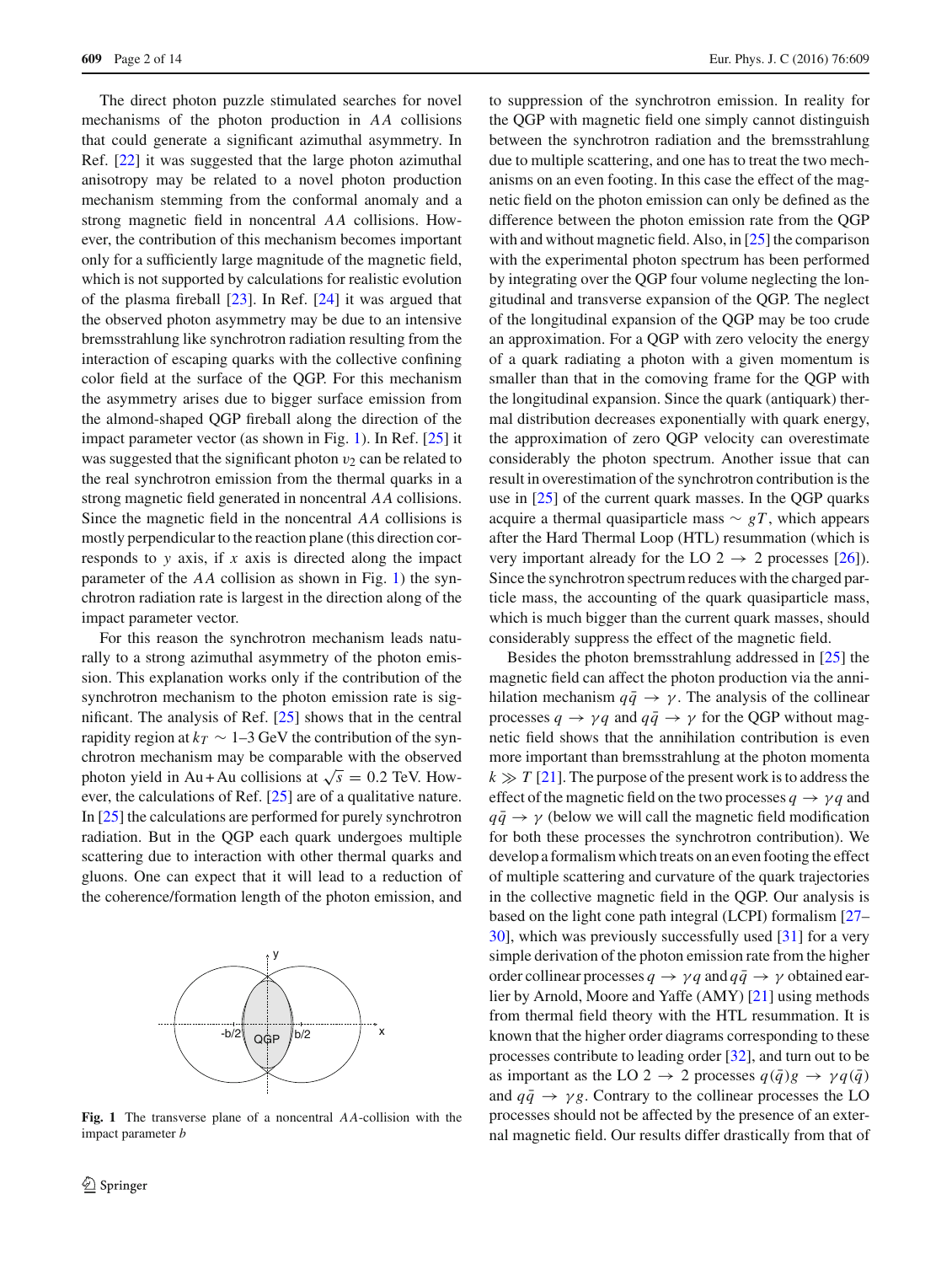The direct photon puzzle stimulated searches for novel mechanisms of the photon production in $AA$ collisions that could generate a significant azimuthal asymmetry. In Ref. [22] it was suggested that the large photon azimuthal anisotropy may be related to a novel photon production mechanism stemming from the conformal anomaly and a strong magnetic field in noncentral $AA$ collisions. However, the contribution of this mechanism becomes important only for a sufficiently large magnitude of the magnetic field, which is not supported by calculations for realistic evolution of the plasma fireball [23]. In Ref. [24] it was argued that the observed photon asymmetry may be due to an intensive bremsstrahlung like synchrotron radiation resulting from the interaction of escaping quarks with the collective confining color field at the surface of the QGP. For this mechanism the asymmetry arises due to bigger surface emission from the almond-shaped QGP fireball along the direction of the impact parameter vector (as shown in Fig. 1). In Ref. [25] it was suggested that the significant photon $v_2$ can be related to the real synchrotron emission from the thermal quarks in a strong magnetic field generated in noncentral $AA$ collisions. Since the magnetic field in the noncentral $AA$ collisions is mostly perpendicular to the reaction plane (this direction corresponds to $y$ axis, if $x$ axis is directed along the impact parameter of the $AA$ collision as shown in Fig. 1) the synchrotron radiation rate is largest in the direction along of the impact parameter vector.

For this reason the synchrotron mechanism leads naturally to a strong azimuthal asymmetry of the photon emission. This explanation works only if the contribution of the synchrotron mechanism to the photon emission rate is significant. The analysis of Ref. [25] shows that in the central rapidity region at $k_T \sim 1$–$3$ GeV the contribution of the synchrotron mechanism may be comparable with the observed photon yield in Au+Au collisions at $\sqrt{s} = 0.2$ TeV. However, the calculations of Ref. [25] are of a qualitative nature. In [25] the calculations are performed for purely synchrotron radiation. But in the QGP each quark undergoes multiple scattering due to interaction with other thermal quarks and gluons. One can expect that it will lead to a reduction of the coherence/formation length of the photon emission, and

Fig. 1 The transverse plane of a noncentral $AA$-collision with the impact parameter $b$

to suppression of the synchrotron emission. In reality for the QGP with magnetic field one simply cannot distinguish between the synchrotron radiation and the bremsstrahlung due to multiple scattering, and one has to treat the two mechanisms on an even footing. In this case the effect of the magnetic field on the photon emission can only be defined as the difference between the photon emission rate from the QGP with and without magnetic field. Also, in [25] the comparison with the experimental photon spectrum has been performed by integrating over the QGP four volume neglecting the longitudinal and transverse expansion of the QGP. The neglect of the longitudinal expansion of the QGP may be too crude an approximation. For a QGP with zero velocity the energy of a quark radiating a photon with a given momentum is smaller than that in the comoving frame for the QGP with the longitudinal expansion. Since the quark (antiquark) thermal distribution decreases exponentially with quark energy, the approximation of zero QGP velocity can overestimate considerably the photon spectrum. Another issue that can result in overestimation of the synchrotron contribution is the use in [25] of the current quark masses. In the QGP quarks acquire a thermal quasiparticle mass $\sim gT$, which appears after the Hard Thermal Loop (HTL) resummation (which is very important already for the LO $2 \rightarrow 2$ processes [26]). Since the synchrotron spectrum reduces with the charged particle mass, the accounting of the quark quasiparticle mass, which is much bigger than the current quark masses, should considerably suppress the effect of the magnetic field.

Besides the photon bremsstrahlung addressed in [25] the magnetic field can affect the photon production via the annihilation mechanism $q\bar{q} \rightarrow \gamma$. The analysis of the collinear processes $q \rightarrow \gamma q$ and $q\bar{q} \rightarrow \gamma$ for the QGP without magnetic field shows that the annihilation contribution is even more important than bremsstrahlung at the photon momenta $k \gg T$ [21]. The purpose of the present work is to address the effect of the magnetic field on the two processes $q \rightarrow \gamma q$ and $q\bar{q} \rightarrow \gamma$ (below we will call the magnetic field modification for both these processes the synchrotron contribution). We develop a formalism which treats on an even footing the effect of multiple scattering and curvature of the quark trajectories in the collective magnetic field in the QGP. Our analysis is based on the light cone path integral (LCPI) formalism [27–30], which was previously successfully used [31] for a very simple derivation of the photon emission rate from the higher order collinear processes $q \rightarrow \gamma q$ and $q\bar{q} \rightarrow \gamma$ obtained earlier by Arnold, Moore and Yaffe (AMY) [21] using methods from thermal field theory with the HTL resummation. It is known that the higher order diagrams corresponding to these processes contribute to leading order [32], and turn out to be as important as the LO $2 \rightarrow 2$ processes $q(\bar{q})g \rightarrow \gamma q(\bar{q})$ and $q\bar{q} \rightarrow \gamma g$. Contrary to the collinear processes the LO processes should not be affected by the presence of an external magnetic field. Our results differ drastically from that of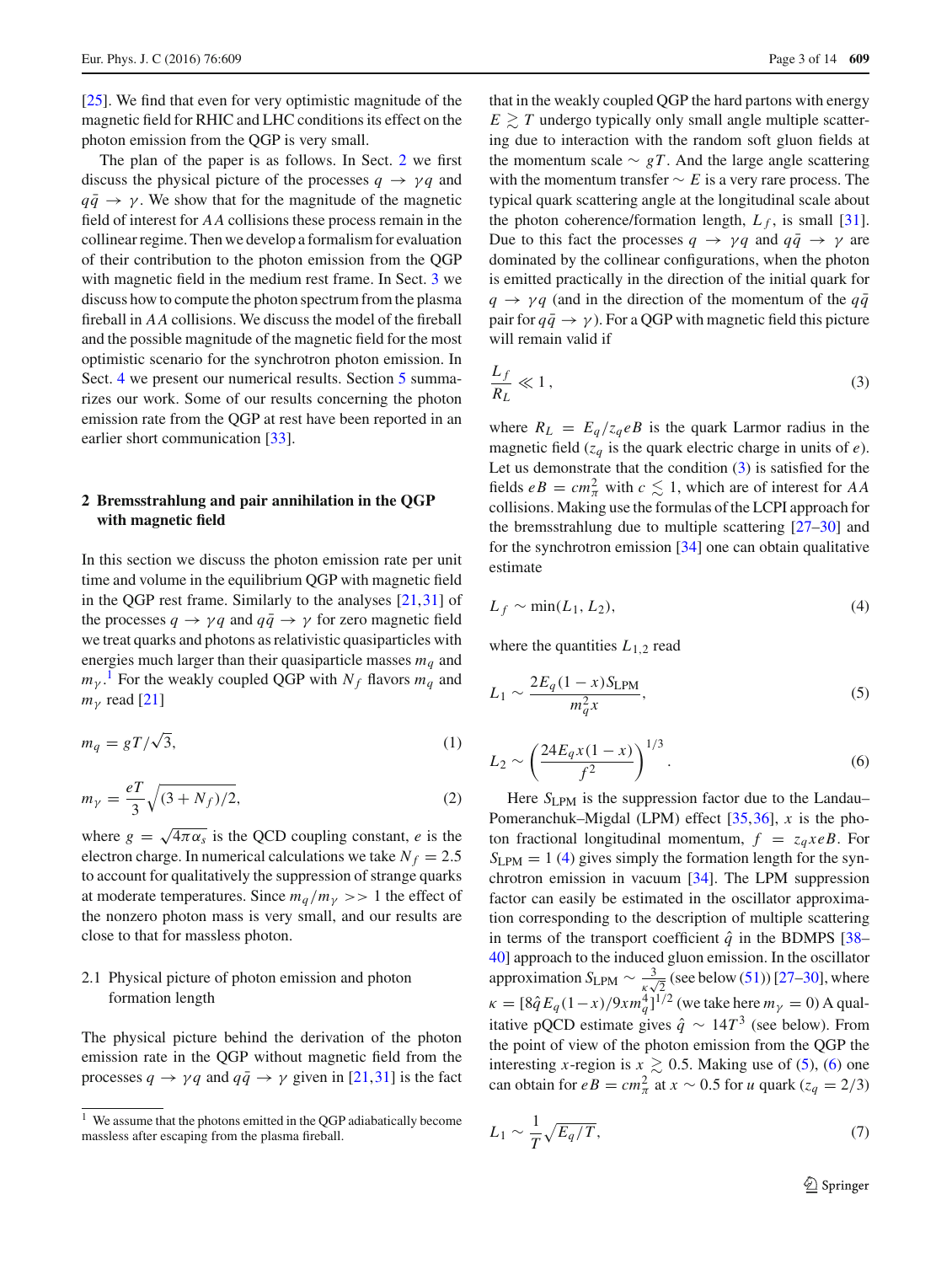[25]. We find that even for very optimistic magnitude of the magnetic field for RHIC and LHC conditions its effect on the photon emission from the QGP is very small.

The plan of the paper is as follows. In Sect. 2 we first discuss the physical picture of the processes $q \to \gamma q$ and $q\bar{q} \to \gamma$. We show that for the magnitude of the magnetic field of interest for $AA$ collisions these process remain in the collinear regime. Then we develop a formalism for evaluation of their contribution to the photon emission from the QGP with magnetic field in the medium rest frame. In Sect. 3 we discuss how to compute the photon spectrum from the plasma fireball in $AA$ collisions. We discuss the model of the fireball and the possible magnitude of the magnetic field for the most optimistic scenario for the synchrotron photon emission. In Sect. 4 we present our numerical results. Section 5 summarizes our work. Some of our results concerning the photon emission rate from the QGP at rest have been reported in an earlier short communication [33].

## 2 Bremsstrahlung and pair annihilation in the QGP with magnetic field

In this section we discuss the photon emission rate per unit time and volume in the equilibrium QGP with magnetic field in the QGP rest frame. Similarly to the analyses [21,31] of the processes $q \to \gamma q$ and $q\bar{q} \to \gamma$ for zero magnetic field we treat quarks and photons as relativistic quasiparticles with energies much larger than their quasiparticle masses $m_q$ and $m_\gamma$.[1] For the weakly coupled QGP with $N_f$ flavors $m_q$ and $m_\gamma$ read [21]

$$m_q = gT/\sqrt{3}, \tag{1}$$

$$m_\gamma = \frac{eT}{3}\sqrt{(3+N_f)/2}, \tag{2}$$

where $g = \sqrt{4\pi\alpha_s}$ is the QCD coupling constant, $e$ is the electron charge. In numerical calculations we take $N_f = 2.5$ to account for qualitatively the suppression of strange quarks at moderate temperatures. Since $m_q/m_\gamma >> 1$ the effect of the nonzero photon mass is very small, and our results are close to that for massless photon.

### 2.1 Physical picture of photon emission and photon formation length

The physical picture behind the derivation of the photon emission rate in the QGP without magnetic field from the processes $q \to \gamma q$ and $q\bar{q} \to \gamma$ given in [21,31] is the fact that in the weakly coupled QGP the hard partons with energy $E \gtrsim T$ undergo typically only small angle multiple scattering due to interaction with the random soft gluon fields at the momentum scale $\sim gT$. And the large angle scattering with the momentum transfer $\sim E$ is a very rare process. The typical quark scattering angle at the longitudinal scale about the photon coherence/formation length, $L_f$, is small [31]. Due to this fact the processes $q \to \gamma q$ and $q\bar{q} \to \gamma$ are dominated by the collinear configurations, when the photon is emitted practically in the direction of the initial quark for $q \to \gamma q$ (and in the direction of the momentum of the $q\bar{q}$ pair for $q\bar{q} \to \gamma$). For a QGP with magnetic field this picture will remain valid if

$$\frac{L_f}{R_L} \ll 1\,, \tag{3}$$

where $R_L = E_q/z_q eB$ is the quark Larmor radius in the magnetic field ($z_q$ is the quark electric charge in units of $e$). Let us demonstrate that the condition (3) is satisfied for the fields $eB = cm_\pi^2$ with $c \lesssim 1$, which are of interest for $AA$ collisions. Making use the formulas of the LCPI approach for the bremsstrahlung due to multiple scattering [27–30] and for the synchrotron emission [34] one can obtain qualitative estimate

$$L_f \sim \min(L_1, L_2), \tag{4}$$

where the quantities $L_{1,2}$ read

$$L_1 \sim \frac{2E_q(1-x)S_{\text{LPM}}}{m_q^2 x}, \tag{5}$$

$$L_2 \sim \left(\frac{24E_q x(1-x)}{f^2}\right)^{1/3}. \tag{6}$$

Here $S_{\text{LPM}}$ is the suppression factor due to the Landau–Pomeranchuk–Migdal (LPM) effect [35,36], $x$ is the photon fractional longitudinal momentum, $f = z_q x eB$. For $S_{\text{LPM}} = 1$ (4) gives simply the formation length for the synchrotron emission in vacuum [34]. The LPM suppression factor can easily be estimated in the oscillator approximation corresponding to the description of multiple scattering in terms of the transport coefficient $\hat{q}$ in the BDMPS [38–40] approach to the induced gluon emission. In the oscillator approximation $S_{\text{LPM}} \sim \frac{3}{\kappa\sqrt{2}}$ (see below (51)) [27–30], where $\kappa = [8\hat{q}E_q(1-x)/9xm_q^4]^{1/2}$ (we take here $m_\gamma = 0$) A qualitative pQCD estimate gives $\hat{q} \sim 14T^3$ (see below). From the point of view of the photon emission from the QGP the interesting $x$-region is $x \gtrsim 0.5$. Making use of (5), (6) one can obtain for $eB = cm_\pi^2$ at $x \sim 0.5$ for $u$ quark ($z_q = 2/3$)

$$L_1 \sim \frac{1}{T}\sqrt{E_q/T}, \tag{7}$$

[1] We assume that the photons emitted in the QGP adiabatically become massless after escaping from the plasma fireball.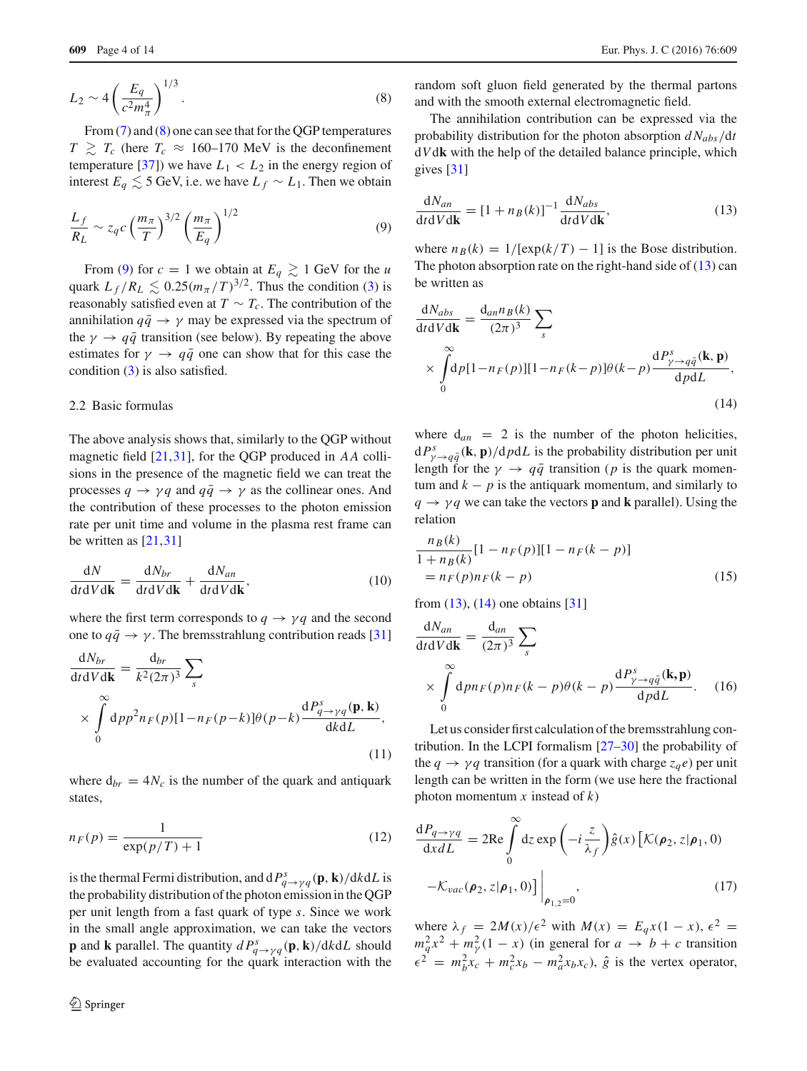$$L_2 \sim 4\left(\frac{E_q}{c^2 m_\pi^4}\right)^{1/3}. \tag{8}$$

From (7) and (8) one can see that for the QGP temperatures $T \gtrsim T_c$ (here $T_c \approx$ 160–170 MeV is the deconfinement temperature [37]) we have $L_1 < L_2$ in the energy region of interest $E_q \lesssim 5$ GeV, i.e. we have $L_f \sim L_1$. Then we obtain

$$\frac{L_f}{R_L} \sim z_q c \left(\frac{m_\pi}{T}\right)^{3/2}\left(\frac{m_\pi}{E_q}\right)^{1/2} \tag{9}$$

From (9) for $c = 1$ we obtain at $E_q \gtrsim 1$ GeV for the $u$ quark $L_f/R_L \lesssim 0.25(m_\pi/T)^{3/2}$. Thus the condition (3) is reasonably satisfied even at $T \sim T_c$. The contribution of the annihilation $q\bar{q} \to \gamma$ may be expressed via the spectrum of the $\gamma \to q\bar{q}$ transition (see below). By repeating the above estimates for $\gamma \to q\bar{q}$ one can show that for this case the condition (3) is also satisfied.

### 2.2 Basic formulas

The above analysis shows that, similarly to the QGP without magnetic field [21,31], for the QGP produced in $AA$ collisions in the presence of the magnetic field we can treat the processes $q \to \gamma q$ and $q\bar{q} \to \gamma$ as the collinear ones. And the contribution of these processes to the photon emission rate per unit time and volume in the plasma rest frame can be written as [21,31]

$$\frac{\mathrm{d}N}{\mathrm{d}t\mathrm{d}V\mathrm{d}\mathbf{k}} = \frac{\mathrm{d}N_{br}}{\mathrm{d}t\mathrm{d}V\mathrm{d}\mathbf{k}} + \frac{\mathrm{d}N_{an}}{\mathrm{d}t\mathrm{d}V\mathrm{d}\mathbf{k}}, \tag{10}$$

where the first term corresponds to $q \to \gamma q$ and the second one to $q\bar{q} \to \gamma$. The bremsstrahlung contribution reads [31]

$$\frac{\mathrm{d}N_{br}}{\mathrm{d}t\mathrm{d}V\mathrm{d}\mathbf{k}} = \frac{\mathrm{d}_{br}}{k^2(2\pi)^3}\sum_s \int_0^\infty \mathrm{d}p\, p^2 n_F(p)[1-n_F(p-k)]\theta(p-k)\frac{\mathrm{d}P^s_{q\to\gamma q}(\mathbf{p},\mathbf{k})}{\mathrm{d}k\mathrm{d}L}, \tag{11}$$

where $\mathrm{d}_{br} = 4N_c$ is the number of the quark and antiquark states,

$$n_F(p) = \frac{1}{\exp(p/T)+1} \tag{12}$$

is the thermal Fermi distribution, and $dP^s_{q\to\gamma q}(\mathbf{p},\mathbf{k})/\mathrm{d}k\mathrm{d}L$ is the probability distribution of the photon emission in the QGP per unit length from a fast quark of type $s$. Since we work in the small angle approximation, we can take the vectors $\mathbf{p}$ and $\mathbf{k}$ parallel. The quantity $dP^s_{q\to\gamma q}(\mathbf{p},\mathbf{k})/\mathrm{d}k\mathrm{d}L$ should be evaluated accounting for the quark interaction with the random soft gluon field generated by the thermal partons and with the smooth external electromagnetic field.

The annihilation contribution can be expressed via the probability distribution for the photon absorption $dN_{abs}/\mathrm{d}t\,\mathrm{d}V\mathrm{d}\mathbf{k}$ with the help of the detailed balance principle, which gives [31]

$$\frac{\mathrm{d}N_{an}}{\mathrm{d}t\mathrm{d}V\mathrm{d}\mathbf{k}} = [1+n_B(k)]^{-1}\frac{\mathrm{d}N_{abs}}{\mathrm{d}t\mathrm{d}V\mathrm{d}\mathbf{k}}, \tag{13}$$

where $n_B(k) = 1/[\exp(k/T)-1]$ is the Bose distribution. The photon absorption rate on the right-hand side of (13) can be written as

$$\frac{\mathrm{d}N_{abs}}{\mathrm{d}t\mathrm{d}V\mathrm{d}\mathbf{k}} = \frac{\mathrm{d}_{an}n_B(k)}{(2\pi)^3}\sum_s \int_0^\infty \mathrm{d}p[1-n_F(p)][1-n_F(k-p)]\theta(k-p)\frac{\mathrm{d}P^s_{\gamma\to q\bar{q}}(\mathbf{k},\mathbf{p})}{\mathrm{d}p\mathrm{d}L}, \tag{14}$$

where $\mathrm{d}_{an} = 2$ is the number of the photon helicities, $\mathrm{d}P^s_{\gamma\to q\bar{q}}(\mathbf{k},\mathbf{p})/\mathrm{d}p\mathrm{d}L$ is the probability distribution per unit length for the $\gamma \to q\bar{q}$ transition ($p$ is the quark momentum and $k-p$ is the antiquark momentum, and similarly to $q \to \gamma q$ we can take the vectors $\mathbf{p}$ and $\mathbf{k}$ parallel). Using the relation

$$\frac{n_B(k)}{1+n_B(k)}[1-n_F(p)][1-n_F(k-p)] = n_F(p)n_F(k-p) \tag{15}$$

from (13), (14) one obtains [31]

$$\frac{\mathrm{d}N_{an}}{\mathrm{d}t\mathrm{d}V\mathrm{d}\mathbf{k}} = \frac{\mathrm{d}_{an}}{(2\pi)^3}\sum_s \int_0^\infty \mathrm{d}p\, n_F(p)n_F(k-p)\theta(k-p)\frac{\mathrm{d}P^s_{\gamma\to q\bar{q}}(\mathbf{k},\mathbf{p})}{\mathrm{d}p\mathrm{d}L}. \tag{16}$$

Let us consider first calculation of the bremsstrahlung contribution. In the LCPI formalism [27–30] the probability of the $q \to \gamma q$ transition (for a quark with charge $z_q e$) per unit length can be written in the form (we use here the fractional photon momentum $x$ instead of $k$)

$$\frac{\mathrm{d}P_{q\to\gamma q}}{\mathrm{d}x\mathrm{d}L} = 2\mathrm{Re}\int_0^\infty \mathrm{d}z \exp\left(-i\frac{z}{\lambda_f}\right)\hat{g}(x)\left[\mathcal{K}(\boldsymbol{\rho}_2, z|\boldsymbol{\rho}_1, 0) - \mathcal{K}_{vac}(\boldsymbol{\rho}_2, z|\boldsymbol{\rho}_1, 0)\right]\Big|_{\boldsymbol{\rho}_{1,2}=0}, \tag{17}$$

where $\lambda_f = 2M(x)/\epsilon^2$ with $M(x) = E_q x(1-x)$, $\epsilon^2 = m_q^2 x^2 + m_\gamma^2(1-x)$ (in general for $a \to b + c$ transition $\epsilon^2 = m_b^2 x_c + m_c^2 x_b - m_a^2 x_b x_c$), $\hat{g}$ is the vertex operator,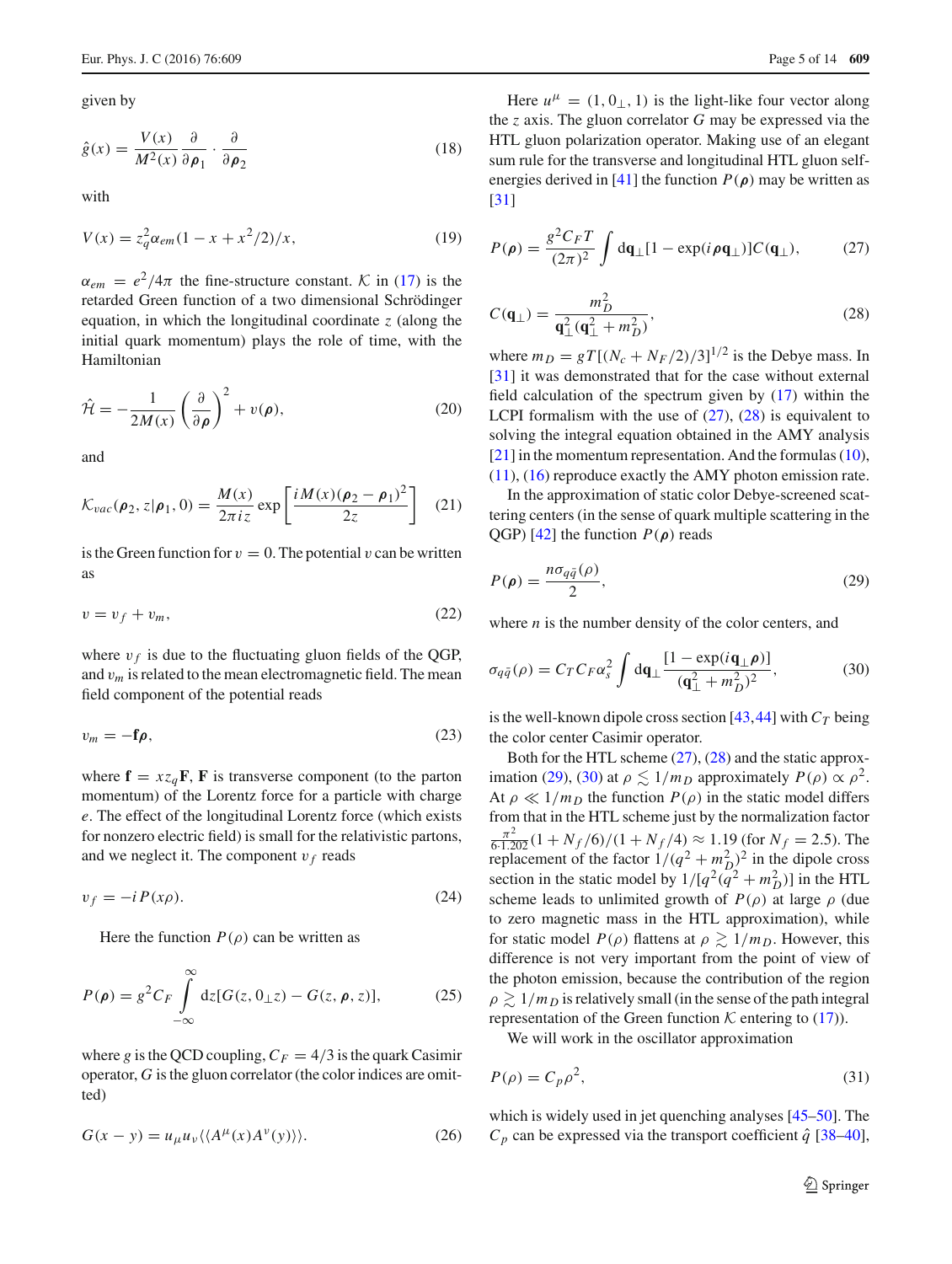given by

$$\hat{g}(x) = \frac{V(x)}{M^2(x)} \frac{\partial}{\partial \boldsymbol{\rho}_1} \cdot \frac{\partial}{\partial \boldsymbol{\rho}_2} \tag{18}$$

with

$$V(x) = z_q^2 \alpha_{em} (1 - x + x^2/2)/x, \tag{19}$$

$\alpha_{em} = e^2/4\pi$ the fine-structure constant. $\mathcal{K}$ in (17) is the retarded Green function of a two dimensional Schrödinger equation, in which the longitudinal coordinate $z$ (along the initial quark momentum) plays the role of time, with the Hamiltonian

$$\hat{\mathcal{H}} = -\frac{1}{2M(x)} \left( \frac{\partial}{\partial \boldsymbol{\rho}} \right)^2 + v(\boldsymbol{\rho}), \tag{20}$$

and

$$\mathcal{K}_{vac}(\boldsymbol{\rho}_2, z|\boldsymbol{\rho}_1, 0) = \frac{M(x)}{2\pi i z} \exp\left[ \frac{iM(x)(\boldsymbol{\rho}_2 - \boldsymbol{\rho}_1)^2}{2z} \right] \tag{21}$$

is the Green function for $v = 0$. The potential $v$ can be written as

$$v = v_f + v_m, \tag{22}$$

where $v_f$ is due to the fluctuating gluon fields of the QGP, and $v_m$ is related to the mean electromagnetic field. The mean field component of the potential reads

$$v_m = -\mathbf{f}\boldsymbol{\rho}, \tag{23}$$

where $\mathbf{f} = xz_q\mathbf{F}$, $\mathbf{F}$ is transverse component (to the parton momentum) of the Lorentz force for a particle with charge $e$. The effect of the longitudinal Lorentz force (which exists for nonzero electric field) is small for the relativistic partons, and we neglect it. The component $v_f$ reads

$$v_f = -iP(x\rho). \tag{24}$$

Here the function $P(\rho)$ can be written as

$$P(\boldsymbol{\rho}) = g^2 C_F \int_{-\infty}^{\infty} \mathrm{d}z [G(z, 0_\perp z) - G(z, \boldsymbol{\rho}, z)], \tag{25}$$

where $g$ is the QCD coupling, $C_F = 4/3$ is the quark Casimir operator, $G$ is the gluon correlator (the color indices are omitted)

$$G(x - y) = u_\mu u_\nu \langle\langle A^\mu(x) A^\nu(y) \rangle\rangle. \tag{26}$$

Here $u^\mu = (1, 0_\perp, 1)$ is the light-like four vector along the $z$ axis. The gluon correlator $G$ may be expressed via the HTL gluon polarization operator. Making use of an elegant sum rule for the transverse and longitudinal HTL gluon self-energies derived in [41] the function $P(\boldsymbol{\rho})$ may be written as [31]

$$P(\boldsymbol{\rho}) = \frac{g^2 C_F T}{(2\pi)^2} \int \mathrm{d}\mathbf{q}_\perp [1 - \exp(i\boldsymbol{\rho}\mathbf{q}_\perp)] C(\mathbf{q}_\perp), \tag{27}$$

$$C(\mathbf{q}_\perp) = \frac{m_D^2}{\mathbf{q}_\perp^2 (\mathbf{q}_\perp^2 + m_D^2)}, \tag{28}$$

where $m_D = gT[(N_c + N_F/2)/3]^{1/2}$ is the Debye mass. In [31] it was demonstrated that for the case without external field calculation of the spectrum given by (17) within the LCPI formalism with the use of (27), (28) is equivalent to solving the integral equation obtained in the AMY analysis [21] in the momentum representation. And the formulas (10), (11), (16) reproduce exactly the AMY photon emission rate.

In the approximation of static color Debye-screened scattering centers (in the sense of quark multiple scattering in the QGP) [42] the function $P(\boldsymbol{\rho})$ reads

$$P(\boldsymbol{\rho}) = \frac{n\sigma_{q\bar{q}}(\rho)}{2}, \tag{29}$$

where $n$ is the number density of the color centers, and

$$\sigma_{q\bar{q}}(\rho) = C_T C_F \alpha_s^2 \int \mathrm{d}\mathbf{q}_\perp \frac{[1 - \exp(i\mathbf{q}_\perp \boldsymbol{\rho})]}{(\mathbf{q}_\perp^2 + m_D^2)^2}, \tag{30}$$

is the well-known dipole cross section [43,44] with $C_T$ being the color center Casimir operator.

Both for the HTL scheme (27), (28) and the static approximation (29), (30) at $\rho \lesssim 1/m_D$ approximately $P(\rho) \propto \rho^2$. At $\rho \ll 1/m_D$ the function $P(\rho)$ in the static model differs from that in the HTL scheme just by the normalization factor $\frac{\pi^2}{6 \cdot 1.202}(1 + N_f/6)/(1 + N_f/4) \approx 1.19$ (for $N_f = 2.5$). The replacement of the factor $1/(q^2 + m_D^2)^2$ in the dipole cross section in the static model by $1/[q^2(q^2 + m_D^2)]$ in the HTL scheme leads to unlimited growth of $P(\rho)$ at large $\rho$ (due to zero magnetic mass in the HTL approximation), while for static model $P(\rho)$ flattens at $\rho \gtrsim 1/m_D$. However, this difference is not very important from the point of view of the photon emission, because the contribution of the region $\rho \gtrsim 1/m_D$ is relatively small (in the sense of the path integral representation of the Green function $\mathcal{K}$ entering to (17)).

We will work in the oscillator approximation

$$P(\rho) = C_p \rho^2, \tag{31}$$

which is widely used in jet quenching analyses [45–50]. The $C_p$ can be expressed via the transport coefficient $\hat{q}$ [38–40],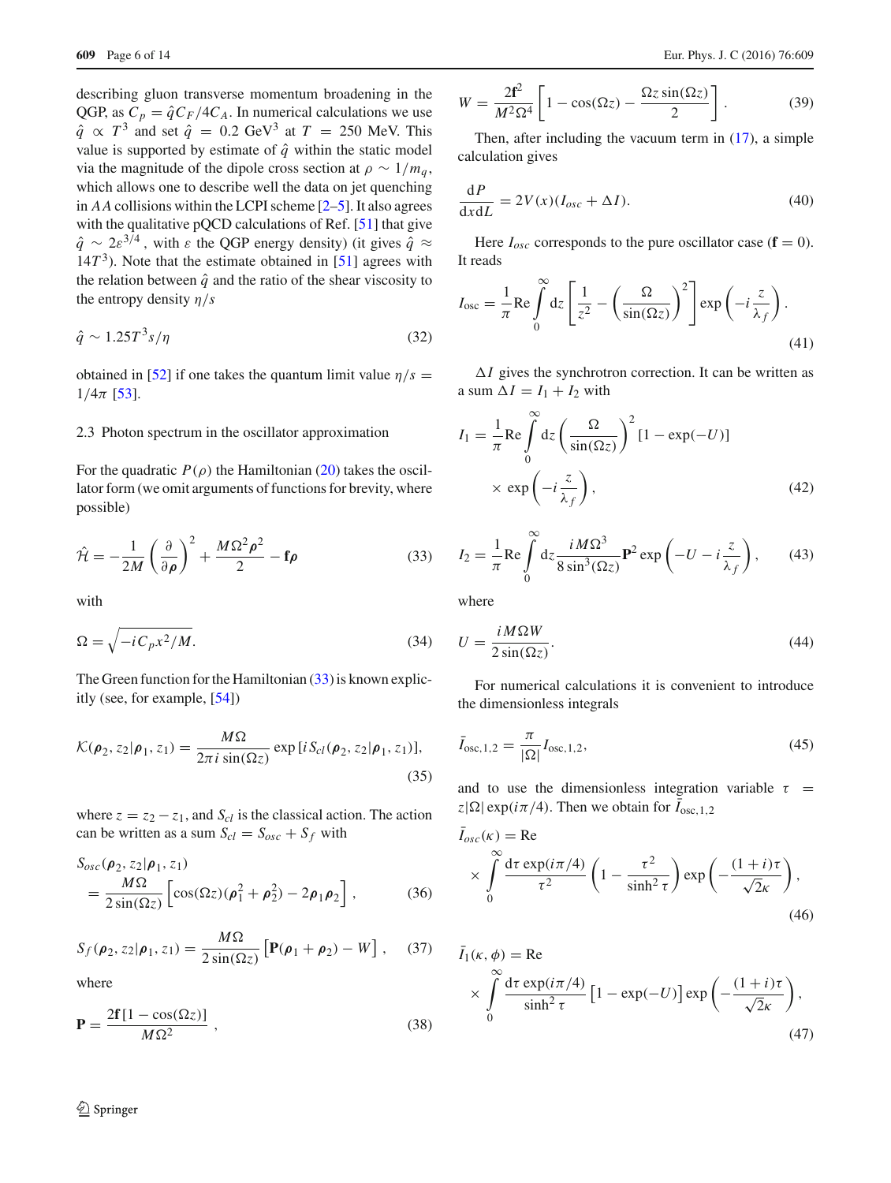describing gluon transverse momentum broadening in the QGP, as $C_p = \hat{q} C_F / 4 C_A$. In numerical calculations we use $\hat{q} \propto T^3$ and set $\hat{q} = 0.2$ GeV$^3$ at $T = 250$ MeV. This value is supported by estimate of $\hat{q}$ within the static model via the magnitude of the dipole cross section at $\rho \sim 1/m_q$, which allows one to describe well the data on jet quenching in $AA$ collisions within the LCPI scheme [2–5]. It also agrees with the qualitative pQCD calculations of Ref. [51] that give $\hat{q} \sim 2\varepsilon^{3/4}$, with $\varepsilon$ the QGP energy density) (it gives $\hat{q} \approx 14T^3$). Note that the estimate obtained in [51] agrees with the relation between $\hat{q}$ and the ratio of the shear viscosity to the entropy density $\eta/s$

$$\hat{q} \sim 1.25 T^3 s/\eta \tag{32}$$

obtained in [52] if one takes the quantum limit value $\eta/s = 1/4\pi$ [53].

### 2.3 Photon spectrum in the oscillator approximation

For the quadratic $P(\rho)$ the Hamiltonian (20) takes the oscillator form (we omit arguments of functions for brevity, where possible)

$$\hat{\mathcal{H}} = -\frac{1}{2M}\left(\frac{\partial}{\partial \boldsymbol{\rho}}\right)^2 + \frac{M\Omega^2\boldsymbol{\rho}^2}{2} - \mathbf{f}\boldsymbol{\rho} \tag{33}$$

with

$$\Omega = \sqrt{-iC_p x^2/M}. \tag{34}$$

The Green function for the Hamiltonian (33) is known explicitly (see, for example, [54])

$$\mathcal{K}(\boldsymbol{\rho}_2, z_2|\boldsymbol{\rho}_1, z_1) = \frac{M\Omega}{2\pi i \sin(\Omega z)} \exp\left[iS_{cl}(\boldsymbol{\rho}_2, z_2|\boldsymbol{\rho}_1, z_1)\right], \tag{35}$$

where $z = z_2 - z_1$, and $S_{cl}$ is the classical action. The action can be written as a sum $S_{cl} = S_{osc} + S_f$ with

$$S_{osc}(\boldsymbol{\rho}_2, z_2|\boldsymbol{\rho}_1, z_1) = \frac{M\Omega}{2\sin(\Omega z)}\left[\cos(\Omega z)(\boldsymbol{\rho}_1^2 + \boldsymbol{\rho}_2^2) - 2\boldsymbol{\rho}_1\boldsymbol{\rho}_2\right], \tag{36}$$

$$S_f(\boldsymbol{\rho}_2, z_2|\boldsymbol{\rho}_1, z_1) = \frac{M\Omega}{2\sin(\Omega z)}\left[\mathbf{P}(\boldsymbol{\rho}_1 + \boldsymbol{\rho}_2) - W\right], \tag{37}$$

where

$$\mathbf{P} = \frac{2\mathbf{f}[1 - \cos(\Omega z)]}{M\Omega^2}, \tag{38}$$

$$W = \frac{2\mathbf{f}^2}{M^2\Omega^4}\left[1 - \cos(\Omega z) - \frac{\Omega z \sin(\Omega z)}{2}\right]. \tag{39}$$

Then, after including the vacuum term in (17), a simple calculation gives

$$\frac{dP}{dx dL} = 2V(x)(I_{osc} + \Delta I). \tag{40}$$

Here $I_{osc}$ corresponds to the pure oscillator case ($\mathbf{f} = 0$). It reads

$$I_{osc} = \frac{1}{\pi}\mathrm{Re}\int_0^\infty dz \left[\frac{1}{z^2} - \left(\frac{\Omega}{\sin(\Omega z)}\right)^2\right] \exp\left(-i\frac{z}{\lambda_f}\right). \tag{41}$$

$\Delta I$ gives the synchrotron correction. It can be written as a sum $\Delta I = I_1 + I_2$ with

$$I_1 = \frac{1}{\pi}\mathrm{Re}\int_0^\infty dz \left(\frac{\Omega}{\sin(\Omega z)}\right)^2 \left[1 - \exp(-U)\right] \times \exp\left(-i\frac{z}{\lambda_f}\right), \tag{42}$$

$$I_2 = \frac{1}{\pi}\mathrm{Re}\int_0^\infty dz \frac{iM\Omega^3}{8\sin^3(\Omega z)}\mathbf{P}^2 \exp\left(-U - i\frac{z}{\lambda_f}\right), \tag{43}$$

where

$$U = \frac{iM\Omega W}{2\sin(\Omega z)}. \tag{44}$$

For numerical calculations it is convenient to introduce the dimensionless integrals

$$\bar{I}_{osc,1,2} = \frac{\pi}{|\Omega|} I_{osc,1,2}, \tag{45}$$

and to use the dimensionless integration variable $\tau = z|\Omega|\exp(i\pi/4)$. Then we obtain for $\bar{I}_{osc,1,2}$

$$\bar{I}_{osc}(\kappa) = \mathrm{Re} \times \int_0^\infty \frac{d\tau \exp(i\pi/4)}{\tau^2}\left(1 - \frac{\tau^2}{\sinh^2\tau}\right)\exp\left(-\frac{(1+i)\tau}{\sqrt{2}\kappa}\right), \tag{46}$$

$$\bar{I}_1(\kappa, \phi) = \mathrm{Re} \times \int_0^\infty \frac{d\tau \exp(i\pi/4)}{\sinh^2\tau}\left[1 - \exp(-U)\right]\exp\left(-\frac{(1+i)\tau}{\sqrt{2}\kappa}\right), \tag{47}$$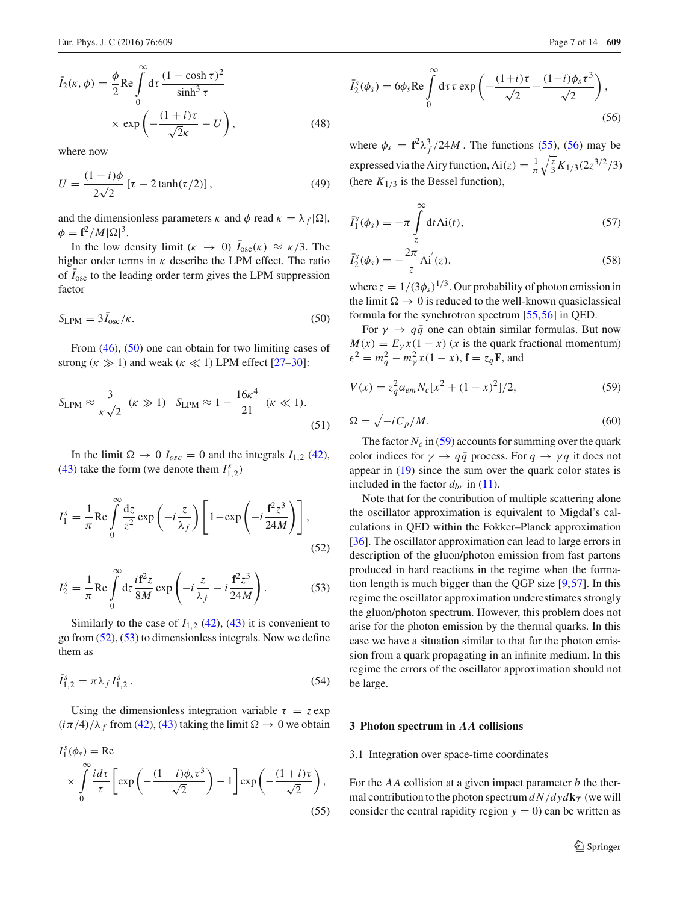$$
\bar{I}_2(\kappa,\phi) = \frac{\phi}{2}\mathrm{Re}\int_0^\infty d\tau \frac{(1-\cosh\tau)^2}{\sinh^3\tau} \times \exp\left(-\frac{(1+i)\tau}{\sqrt{2}\kappa} - U\right), \tag{48}
$$

where now

$$
U = \frac{(1-i)\phi}{2\sqrt{2}}\left[\tau - 2\tanh(\tau/2)\right], \tag{49}
$$

and the dimensionless parameters $\kappa$ and $\phi$ read $\kappa = \lambda_f|\Omega|$, $\phi = \mathbf{f}^2/M|\Omega|^3$.

In the low density limit ($\kappa \to 0$) $\bar{I}_{\mathrm{osc}}(\kappa) \approx \kappa/3$. The higher order terms in $\kappa$ describe the LPM effect. The ratio of $\bar{I}_{\mathrm{osc}}$ to the leading order term gives the LPM suppression factor

$$
S_{\mathrm{LPM}} = 3\bar{I}_{\mathrm{osc}}/\kappa. \tag{50}
$$

From (46), (50) one can obtain for two limiting cases of strong ($\kappa \gg 1$) and weak ($\kappa \ll 1$) LPM effect [27–30]:

$$
S_{\mathrm{LPM}} \approx \frac{3}{\kappa\sqrt{2}} \;\; (\kappa \gg 1) \quad S_{\mathrm{LPM}} \approx 1 - \frac{16\kappa^4}{21} \;\; (\kappa \ll 1). \tag{51}
$$

In the limit $\Omega \to 0$ $I_{osc} = 0$ and the integrals $I_{1,2}$ (42), (43) take the form (we denote them $I^s_{1,2}$)

$$
I_1^s = \frac{1}{\pi}\mathrm{Re}\int_0^\infty \frac{dz}{z^2}\exp\left(-i\frac{z}{\lambda_f}\right)\left[1 - \exp\left(-i\frac{\mathbf{f}^2 z^3}{24M}\right)\right], \tag{52}
$$

$$
I_2^s = \frac{1}{\pi}\mathrm{Re}\int_0^\infty dz \frac{i\mathbf{f}^2 z}{8M}\exp\left(-i\frac{z}{\lambda_f} - i\frac{\mathbf{f}^2 z^3}{24M}\right). \tag{53}
$$

Similarly to the case of $I_{1,2}$ (42), (43) it is convenient to go from (52), (53) to dimensionless integrals. Now we define them as

$$
\bar{I}^s_{1,2} = \pi\lambda_f I^s_{1,2}\,. \tag{54}
$$

Using the dimensionless integration variable $\tau = z\exp(i\pi/4)/\lambda_f$ from (42), (43) taking the limit $\Omega \to 0$ we obtain

$$
\bar{I}_1^s(\phi_s) = \mathrm{Re} \times \int_0^\infty \frac{id\tau}{\tau}\left[\exp\left(-\frac{(1-i)\phi_s\tau^3}{\sqrt{2}}\right) - 1\right]\exp\left(-\frac{(1+i)\tau}{\sqrt{2}}\right), \tag{55}
$$

$$
\bar{I}_2^s(\phi_s) = 6\phi_s\mathrm{Re}\int_0^\infty d\tau\,\tau\exp\left(-\frac{(1+i)\tau}{\sqrt{2}} - \frac{(1-i)\phi_s\tau^3}{\sqrt{2}}\right), \tag{56}
$$

where $\phi_s = \mathbf{f}^2\lambda_f^3/24M$. The functions (55), (56) may be expressed via the Airy function, $\mathrm{Ai}(z) = \frac{1}{\pi}\sqrt{\frac{z}{3}}K_{1/3}(2z^{3/2}/3)$ (here $K_{1/3}$ is the Bessel function),

$$
\bar{I}_1^s(\phi_s) = -\pi\int_z^\infty dt\,\mathrm{Ai}(t), \tag{57}
$$

$$
\bar{I}_2^s(\phi_s) = -\frac{2\pi}{z}\mathrm{Ai}'(z), \tag{58}
$$

where $z = 1/(3\phi_s)^{1/3}$. Our probability of photon emission in the limit $\Omega \to 0$ is reduced to the well-known quasiclassical formula for the synchrotron spectrum [55,56] in QED.

For $\gamma \to q\bar{q}$ one can obtain similar formulas. But now $M(x) = E_\gamma x(1-x)$ ($x$ is the quark fractional momentum) $\epsilon^2 = m_q^2 - m_\gamma^2 x(1-x)$, $\mathbf{f} = z_q\mathbf{F}$, and

$$
V(x) = z_q^2\alpha_{em}N_c[x^2 + (1-x)^2]/2, \tag{59}
$$

$$
\Omega = \sqrt{-iC_p/M}. \tag{60}
$$

The factor $N_c$ in (59) accounts for summing over the quark color indices for $\gamma \to q\bar{q}$ process. For $q \to \gamma q$ it does not appear in (19) since the sum over the quark color states is included in the factor $d_{br}$ in (11).

Note that for the contribution of multiple scattering alone the oscillator approximation is equivalent to Migdal's calculations in QED within the Fokker–Planck approximation [36]. The oscillator approximation can lead to large errors in description of the gluon/photon emission from fast partons produced in hard reactions in the regime when the formation length is much bigger than the QGP size [9,57]. In this regime the oscillator approximation underestimates strongly the gluon/photon spectrum. However, this problem does not arise for the photon emission by the thermal quarks. In this case we have a situation similar to that for the photon emission from a quark propagating in an infinite medium. In this regime the errors of the oscillator approximation should not be large.

## 3 Photon spectrum in $AA$ collisions

### 3.1 Integration over space-time coordinates

For the $AA$ collision at a given impact parameter $b$ the thermal contribution to the photon spectrum $dN/dyd\mathbf{k}_T$ (we will consider the central rapidity region $y = 0$) can be written as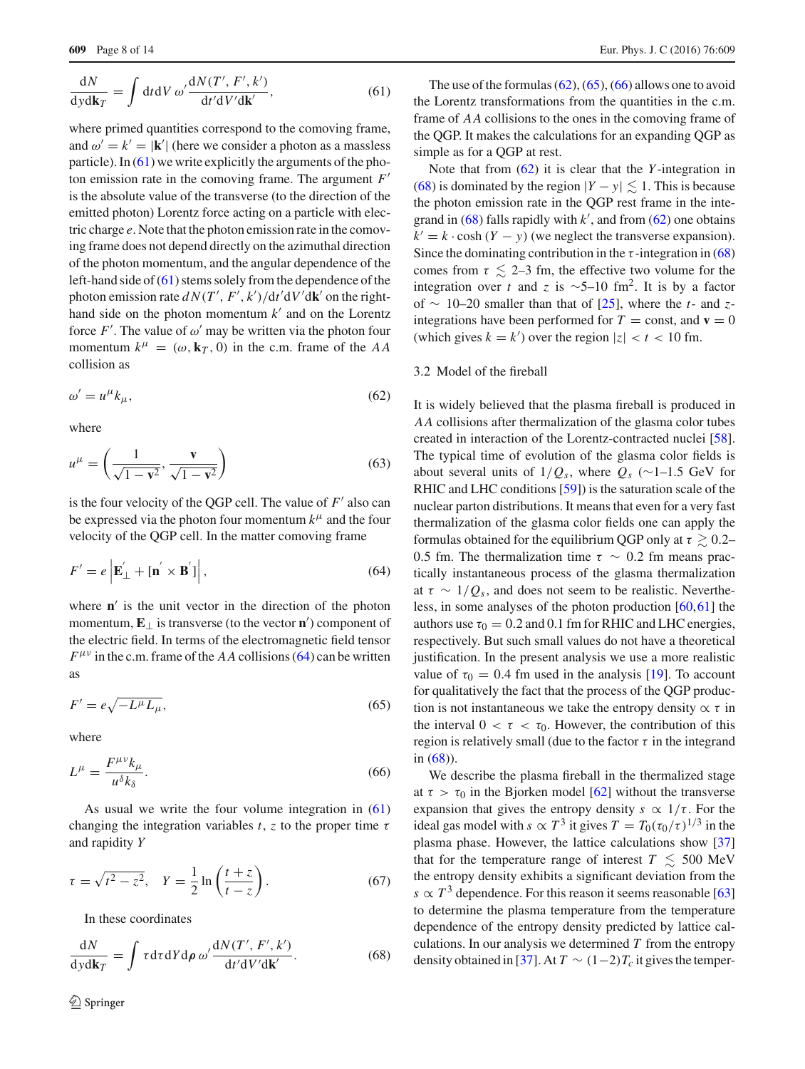$$\frac{dN}{dy d\mathbf{k}_T} = \int dt dV \, \omega' \frac{dN(T', F', k')}{dt' dV' d\mathbf{k}'}, \tag{61}$$

where primed quantities correspond to the comoving frame, and $\omega' = k' = |\mathbf{k}'|$ (here we consider a photon as a massless particle). In (61) we write explicitly the arguments of the photon emission rate in the comoving frame. The argument $F'$ is the absolute value of the transverse (to the direction of the emitted photon) Lorentz force acting on a particle with electric charge $e$. Note that the photon emission rate in the comoving frame does not depend directly on the azimuthal direction of the photon momentum, and the angular dependence of the left-hand side of (61) stems solely from the dependence of the photon emission rate $dN(T', F', k')/dt'dV'd\mathbf{k}'$ on the right-hand side on the photon momentum $k'$ and on the Lorentz force $F'$. The value of $\omega'$ may be written via the photon four momentum $k^\mu = (\omega, \mathbf{k}_T, 0)$ in the c.m. frame of the $AA$ collision as

$$\omega' = u^\mu k_\mu, \tag{62}$$

where

$$u^\mu = \left( \frac{1}{\sqrt{1 - \mathbf{v}^2}}, \frac{\mathbf{v}}{\sqrt{1 - \mathbf{v}^2}} \right) \tag{63}$$

is the four velocity of the QGP cell. The value of $F'$ also can be expressed via the photon four momentum $k^\mu$ and the four velocity of the QGP cell. In the matter comoving frame

$$F' = e \left| \mathbf{E}'_\perp + [\mathbf{n}' \times \mathbf{B}'] \right|, \tag{64}$$

where $\mathbf{n}'$ is the unit vector in the direction of the photon momentum, $\mathbf{E}_\perp$ is transverse (to the vector $\mathbf{n}'$) component of the electric field. In terms of the electromagnetic field tensor $F^{\mu\nu}$ in the c.m. frame of the $AA$ collisions (64) can be written as

$$F' = e\sqrt{-L^\mu L_\mu}, \tag{65}$$

where

$$L^\mu = \frac{F^{\mu\nu} k_\mu}{u^\delta k_\delta}. \tag{66}$$

As usual we write the four volume integration in (61) changing the integration variables $t$, $z$ to the proper time $\tau$ and rapidity $Y$

$$\tau = \sqrt{t^2 - z^2}, \quad Y = \frac{1}{2} \ln \left( \frac{t + z}{t - z} \right). \tag{67}$$

In these coordinates

$$\frac{dN}{dy d\mathbf{k}_T} = \int \tau d\tau dY d\boldsymbol{\rho} \, \omega' \frac{dN(T', F', k')}{dt' dV' d\mathbf{k}'}. \tag{68}$$

The use of the formulas (62), (65), (66) allows one to avoid the Lorentz transformations from the quantities in the c.m. frame of $AA$ collisions to the ones in the comoving frame of the QGP. It makes the calculations for an expanding QGP as simple as for a QGP at rest.

Note that from (62) it is clear that the $Y$-integration in (68) is dominated by the region $|Y - y| \lesssim 1$. This is because the photon emission rate in the QGP rest frame in the integrand in (68) falls rapidly with $k'$, and from (62) one obtains $k' = k \cdot \cosh(Y - y)$ (we neglect the transverse expansion). Since the dominating contribution in the $\tau$-integration in (68) comes from $\tau \lesssim 2$–3 fm, the effective two volume for the integration over $t$ and $z$ is ∼5–10 fm$^2$. It is by a factor of ∼ 10–20 smaller than that of [25], where the $t$- and $z$-integrations have been performed for $T = \text{const}$, and $\mathbf{v} = 0$ (which gives $k = k'$) over the region $|z| < t < 10$ fm.

### 3.2 Model of the fireball

It is widely believed that the plasma fireball is produced in $AA$ collisions after thermalization of the glasma color tubes created in interaction of the Lorentz-contracted nuclei [58]. The typical time of evolution of the glasma color fields is about several units of $1/Q_s$, where $Q_s$ (∼1–1.5 GeV for RHIC and LHC conditions [59]) is the saturation scale of the nuclear parton distributions. It means that even for a very fast thermalization of the glasma color fields one can apply the formulas obtained for the equilibrium QGP only at $\tau \gtrsim 0.2$–0.5 fm. The thermalization time $\tau \sim 0.2$ fm means practically instantaneous process of the glasma thermalization at $\tau \sim 1/Q_s$, and does not seem to be realistic. Nevertheless, in some analyses of the photon production [60,61] the authors use $\tau_0 = 0.2$ and 0.1 fm for RHIC and LHC energies, respectively. But such small values do not have a theoretical justification. In the present analysis we use a more realistic value of $\tau_0 = 0.4$ fm used in the analysis [19]. To account for qualitatively the fact that the process of the QGP production is not instantaneous we take the entropy density $\propto \tau$ in the interval $0 < \tau < \tau_0$. However, the contribution of this region is relatively small (due to the factor $\tau$ in the integrand in (68)).

We describe the plasma fireball in the thermalized stage at $\tau > \tau_0$ in the Bjorken model [62] without the transverse expansion that gives the entropy density $s \propto 1/\tau$. For the ideal gas model with $s \propto T^3$ it gives $T = T_0(\tau_0/\tau)^{1/3}$ in the plasma phase. However, the lattice calculations show [37] that for the temperature range of interest $T \lesssim 500$ MeV the entropy density exhibits a significant deviation from the $s \propto T^3$ dependence. For this reason it seems reasonable [63] to determine the plasma temperature from the temperature dependence of the entropy density predicted by lattice calculations. In our analysis we determined $T$ from the entropy density obtained in [37]. At $T \sim (1{-}2)T_c$ it gives the temper-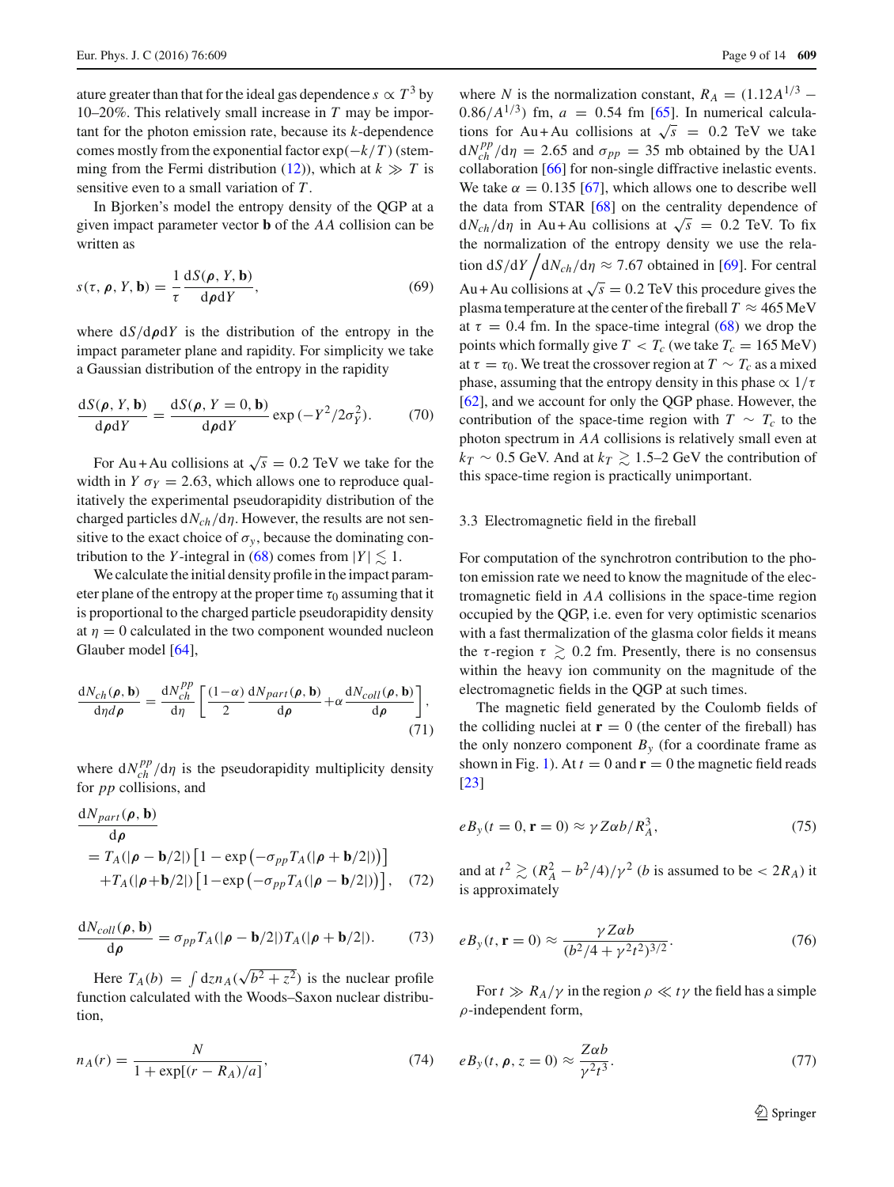ature greater than that for the ideal gas dependence $s \propto T^3$ by 10–20%. This relatively small increase in $T$ may be important for the photon emission rate, because its $k$-dependence comes mostly from the exponential factor $\exp(-k/T)$ (stemming from the Fermi distribution (12)), which at $k \gg T$ is sensitive even to a small variation of $T$.

In Bjorken's model the entropy density of the QGP at a given impact parameter vector $\mathbf{b}$ of the $AA$ collision can be written as

$$s(\tau, \boldsymbol{\rho}, Y, \mathbf{b}) = \frac{1}{\tau}\frac{dS(\boldsymbol{\rho}, Y, \mathbf{b})}{d\boldsymbol{\rho} dY}, \tag{69}$$

where $dS/d\boldsymbol{\rho}dY$ is the distribution of the entropy in the impact parameter plane and rapidity. For simplicity we take a Gaussian distribution of the entropy in the rapidity

$$\frac{dS(\boldsymbol{\rho}, Y, \mathbf{b})}{d\boldsymbol{\rho} dY} = \frac{dS(\boldsymbol{\rho}, Y=0, \mathbf{b})}{d\boldsymbol{\rho} dY}\exp\left(-Y^2/2\sigma_Y^2\right). \tag{70}$$

For Au+Au collisions at $\sqrt{s} = 0.2$ TeV we take for the width in $Y$ $\sigma_Y = 2.63$, which allows one to reproduce qualitatively the experimental pseudorapidity distribution of the charged particles $dN_{ch}/d\eta$. However, the results are not sensitive to the exact choice of $\sigma_y$, because the dominating contribution to the $Y$-integral in (68) comes from $|Y| \lesssim 1$.

We calculate the initial density profile in the impact parameter plane of the entropy at the proper time $\tau_0$ assuming that it is proportional to the charged particle pseudorapidity density at $\eta = 0$ calculated in the two component wounded nucleon Glauber model [64],

$$\frac{dN_{ch}(\boldsymbol{\rho}, \mathbf{b})}{d\eta d\boldsymbol{\rho}} = \frac{dN_{ch}^{pp}}{d\eta}\left[\frac{(1-\alpha)}{2}\frac{dN_{part}(\boldsymbol{\rho}, \mathbf{b})}{d\boldsymbol{\rho}} + \alpha\frac{dN_{coll}(\boldsymbol{\rho}, \mathbf{b})}{d\boldsymbol{\rho}}\right], \tag{71}$$

where $dN_{ch}^{pp}/d\eta$ is the pseudorapidity multiplicity density for $pp$ collisions, and

$$\begin{aligned}\frac{dN_{part}(\boldsymbol{\rho}, \mathbf{b})}{d\boldsymbol{\rho}} &= T_A(|\boldsymbol{\rho} - \mathbf{b}/2|)\left[1 - \exp\left(-\sigma_{pp}T_A(|\boldsymbol{\rho} + \mathbf{b}/2|)\right)\right] \\ &\quad + T_A(|\boldsymbol{\rho} + \mathbf{b}/2|)\left[1 - \exp\left(-\sigma_{pp}T_A(|\boldsymbol{\rho} - \mathbf{b}/2|)\right)\right],\end{aligned} \tag{72}$$

$$\frac{dN_{coll}(\boldsymbol{\rho}, \mathbf{b})}{d\boldsymbol{\rho}} = \sigma_{pp}T_A(|\boldsymbol{\rho} - \mathbf{b}/2|)T_A(|\boldsymbol{\rho} + \mathbf{b}/2|). \tag{73}$$

Here $T_A(b) = \int dz n_A(\sqrt{b^2 + z^2})$ is the nuclear profile function calculated with the Woods–Saxon nuclear distribution,

$$n_A(r) = \frac{N}{1 + \exp[(r - R_A)/a]}, \tag{74}$$

where $N$ is the normalization constant, $R_A = (1.12A^{1/3} - 0.86/A^{1/3})$ fm, $a = 0.54$ fm [65]. In numerical calculations for Au+Au collisions at $\sqrt{s} = 0.2$ TeV we take $dN_{ch}^{pp}/d\eta = 2.65$ and $\sigma_{pp} = 35$ mb obtained by the UA1 collaboration [66] for non-single diffractive inelastic events. We take $\alpha = 0.135$ [67], which allows one to describe well the data from STAR [68] on the centrality dependence of $dN_{ch}/d\eta$ in Au+Au collisions at $\sqrt{s} = 0.2$ TeV. To fix the normalization of the entropy density we use the relation $dS/dY \big/ dN_{ch}/d\eta \approx 7.67$ obtained in [69]. For central Au+Au collisions at $\sqrt{s} = 0.2$ TeV this procedure gives the plasma temperature at the center of the fireball $T \approx 465$ MeV at $\tau = 0.4$ fm. In the space-time integral (68) we drop the points which formally give $T < T_c$ (we take $T_c = 165$ MeV) at $\tau = \tau_0$. We treat the crossover region at $T \sim T_c$ as a mixed phase, assuming that the entropy density in this phase $\propto 1/\tau$ [62], and we account for only the QGP phase. However, the contribution of the space-time region with $T \sim T_c$ to the photon spectrum in $AA$ collisions is relatively small even at $k_T \sim 0.5$ GeV. And at $k_T \gtrsim 1.5$–$2$ GeV the contribution of this space-time region is practically unimportant.

### 3.3 Electromagnetic field in the fireball

For computation of the synchrotron contribution to the photon emission rate we need to know the magnitude of the electromagnetic field in $AA$ collisions in the space-time region occupied by the QGP, i.e. even for very optimistic scenarios with a fast thermalization of the glasma color fields it means the $\tau$-region $\tau \gtrsim 0.2$ fm. Presently, there is no consensus within the heavy ion community on the magnitude of the electromagnetic fields in the QGP at such times.

The magnetic field generated by the Coulomb fields of the colliding nuclei at $\mathbf{r} = 0$ (the center of the fireball) has the only nonzero component $B_y$ (for a coordinate frame as shown in Fig. 1). At $t = 0$ and $\mathbf{r} = 0$ the magnetic field reads [23]

$$eB_y(t = 0, \mathbf{r} = 0) \approx \gamma Z\alpha b/R_A^3, \tag{75}$$

and at $t^2 \gtrsim (R_A^2 - b^2/4)/\gamma^2$ ($b$ is assumed to be $< 2R_A$) it is approximately

$$eB_y(t, \mathbf{r} = 0) \approx \frac{\gamma Z\alpha b}{(b^2/4 + \gamma^2 t^2)^{3/2}}. \tag{76}$$

For $t \gg R_A/\gamma$ in the region $\rho \ll t\gamma$ the field has a simple $\rho$-independent form,

$$eB_y(t, \boldsymbol{\rho}, z = 0) \approx \frac{Z\alpha b}{\gamma^2 t^3}. \tag{77}$$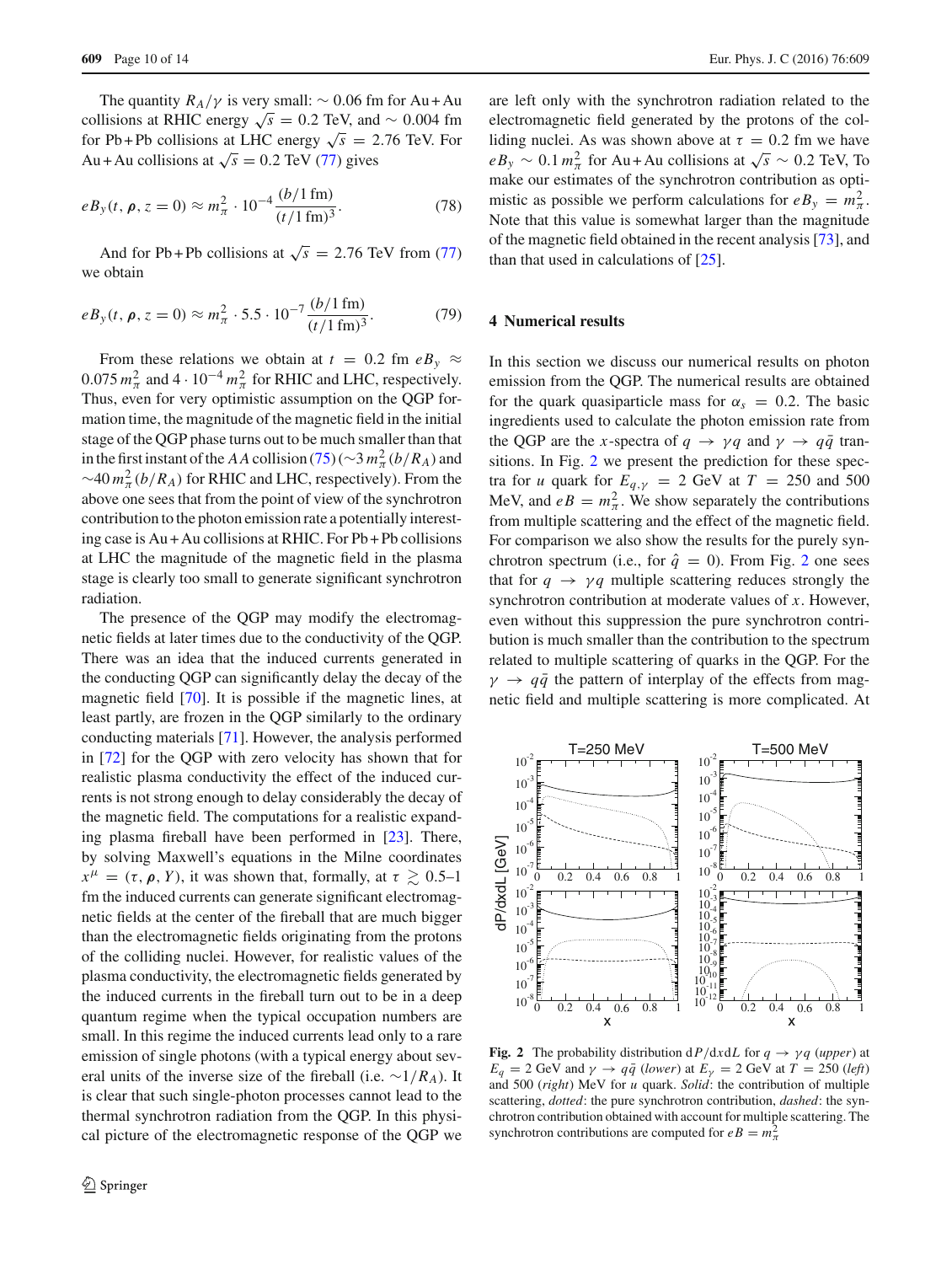The quantity $R_A/\gamma$ is very small: $\sim 0.06$ fm for Au+Au collisions at RHIC energy $\sqrt{s} = 0.2$ TeV, and $\sim 0.004$ fm for Pb+Pb collisions at LHC energy $\sqrt{s} = 2.76$ TeV. For Au+Au collisions at $\sqrt{s} = 0.2$ TeV (77) gives

$$eB_y(t, \boldsymbol{\rho}, z = 0) \approx m_\pi^2 \cdot 10^{-4} \frac{(b/1\,\text{fm})}{(t/1\,\text{fm})^3}. \tag{78}$$

And for Pb+Pb collisions at $\sqrt{s} = 2.76$ TeV from (77) we obtain

$$eB_y(t, \boldsymbol{\rho}, z = 0) \approx m_\pi^2 \cdot 5.5 \cdot 10^{-7} \frac{(b/1\,\text{fm})}{(t/1\,\text{fm})^3}. \tag{79}$$

From these relations we obtain at $t = 0.2$ fm $eB_y \approx 0.075\, m_\pi^2$ and $4 \cdot 10^{-4}\, m_\pi^2$ for RHIC and LHC, respectively. Thus, even for very optimistic assumption on the QGP formation time, the magnitude of the magnetic field in the initial stage of the QGP phase turns out to be much smaller than that in the first instant of the $AA$ collision (75) ($\sim 3\, m_\pi^2 (b/R_A)$ and $\sim 40\, m_\pi^2 (b/R_A)$ for RHIC and LHC, respectively). From the above one sees that from the point of view of the synchrotron contribution to the photon emission rate a potentially interesting case is Au+Au collisions at RHIC. For Pb+Pb collisions at LHC the magnitude of the magnetic field in the plasma stage is clearly too small to generate significant synchrotron radiation.

The presence of the QGP may modify the electromagnetic fields at later times due to the conductivity of the QGP. There was an idea that the induced currents generated in the conducting QGP can significantly delay the decay of the magnetic field [70]. It is possible if the magnetic lines, at least partly, are frozen in the QGP similarly to the ordinary conducting materials [71]. However, the analysis performed in [72] for the QGP with zero velocity has shown that for realistic plasma conductivity the effect of the induced currents is not strong enough to delay considerably the decay of the magnetic field. The computations for a realistic expanding plasma fireball have been performed in [23]. There, by solving Maxwell's equations in the Milne coordinates $x^\mu = (\tau, \boldsymbol{\rho}, Y)$, it was shown that, formally, at $\tau \gtrsim 0.5$–1 fm the induced currents can generate significant electromagnetic fields at the center of the fireball that are much bigger than the electromagnetic fields originating from the protons of the colliding nuclei. However, for realistic values of the plasma conductivity, the electromagnetic fields generated by the induced currents in the fireball turn out to be in a deep quantum regime when the typical occupation numbers are small. In this regime the induced currents lead only to a rare emission of single photons (with a typical energy about several units of the inverse size of the fireball (i.e. $\sim 1/R_A$). It is clear that such single-photon processes cannot lead to the thermal synchrotron radiation from the QGP. In this physical picture of the electromagnetic response of the QGP we are left only with the synchrotron radiation related to the electromagnetic field generated by the protons of the colliding nuclei. As was shown above at $\tau = 0.2$ fm we have $eB_y \sim 0.1\, m_\pi^2$ for Au+Au collisions at $\sqrt{s} \sim 0.2$ TeV, To make our estimates of the synchrotron contribution as optimistic as possible we perform calculations for $eB_y = m_\pi^2$. Note that this value is somewhat larger than the magnitude of the magnetic field obtained in the recent analysis [73], and than that used in calculations of [25].

## 4 Numerical results

In this section we discuss our numerical results on photon emission from the QGP. The numerical results are obtained for the quark quasiparticle mass for $\alpha_s = 0.2$. The basic ingredients used to calculate the photon emission rate from the QGP are the $x$-spectra of $q \to \gamma q$ and $\gamma \to q\bar{q}$ transitions. In Fig. 2 we present the prediction for these spectra for $u$ quark for $E_{q,\gamma} = 2$ GeV at $T = 250$ and 500 MeV, and $eB = m_\pi^2$. We show separately the contributions from multiple scattering and the effect of the magnetic field. For comparison we also show the results for the purely synchrotron spectrum (i.e., for $\hat{q} = 0$). From Fig. 2 one sees that for $q \to \gamma q$ multiple scattering reduces strongly the synchrotron contribution at moderate values of $x$. However, even without this suppression the pure synchrotron contribution is much smaller than the contribution to the spectrum related to multiple scattering of quarks in the QGP. For the $\gamma \to q\bar{q}$ the pattern of interplay of the effects from magnetic field and multiple scattering is more complicated. At

**Fig. 2** The probability distribution $dP/dxdL$ for $q \to \gamma q$ (*upper*) at $E_q = 2$ GeV and $\gamma \to q\bar{q}$ (*lower*) at $E_\gamma = 2$ GeV at $T = 250$ (*left*) and 500 (*right*) MeV for $u$ quark. *Solid*: the contribution of multiple scattering, *dotted*: the pure synchrotron contribution, *dashed*: the synchrotron contribution obtained with account for multiple scattering. The synchrotron contributions are computed for $eB = m_\pi^2$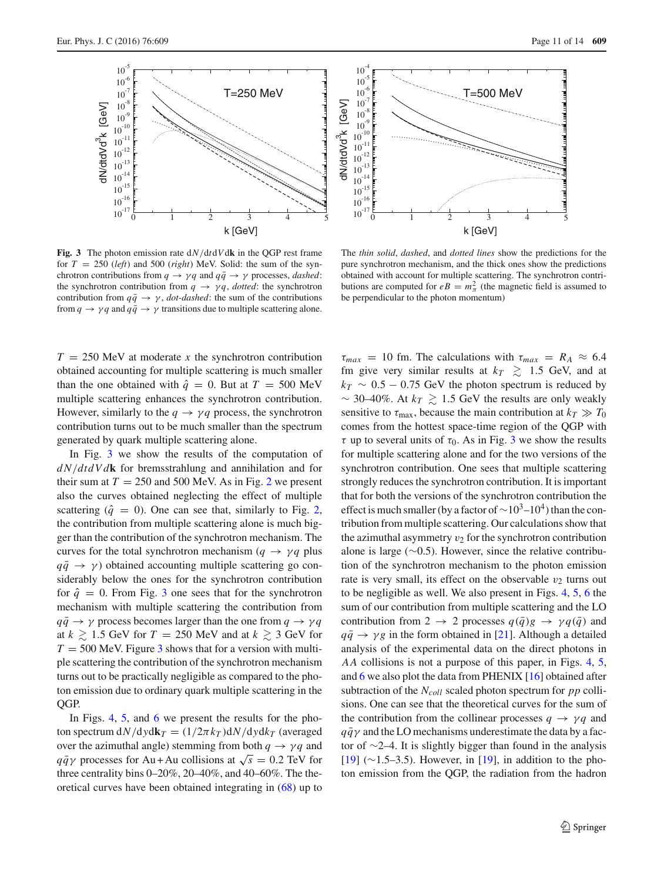**Fig. 3** The photon emission rate $dN/dtdVd\mathbf{k}$ in the QGP rest frame for $T = 250$ (*left*) and 500 (*right*) MeV. Solid: the sum of the synchrotron contributions from $q \to \gamma q$ and $q\bar{q} \to \gamma$ processes, *dashed*: the synchrotron contribution from $q \to \gamma q$, *dotted*: the synchrotron contribution from $q\bar{q} \to \gamma$, *dot-dashed*: the sum of the contributions from $q \to \gamma q$ and $q\bar{q} \to \gamma$ transitions due to multiple scattering alone. The *thin solid*, *dashed*, and *dotted lines* show the predictions for the pure synchrotron mechanism, and the thick ones show the predictions obtained with account for multiple scattering. The synchrotron contributions are computed for $eB = m_\pi^2$ (the magnetic field is assumed to be perpendicular to the photon momentum)

$T = 250$ MeV at moderate $x$ the synchrotron contribution obtained accounting for multiple scattering is much smaller than the one obtained with $\hat{q} = 0$. But at $T = 500$ MeV multiple scattering enhances the synchrotron contribution. However, similarly to $q \to \gamma q$ process, the synchrotron contribution turns out to be much smaller than the spectrum generated by quark multiple scattering alone.

In Fig. 3 we show the results of the computation of $dN/dtdVd\mathbf{k}$ for bremsstrahlung and annihilation and for their sum at $T = 250$ and 500 MeV. As in Fig. 2 we present also the curves obtained neglecting the effect of multiple scattering ($\hat{q} = 0$). One can see that, similarly to Fig. 2, the contribution from multiple scattering alone is much bigger than the contribution of the synchrotron mechanism. The curves for the total synchrotron mechanism ($q \to \gamma q$ plus $q\bar{q} \to \gamma$) obtained accounting multiple scattering go considerably below the ones for the synchrotron contribution for $\hat{q} = 0$. From Fig. 3 one sees that for the synchrotron mechanism with multiple scattering the contribution from $q\bar{q} \to \gamma$ process becomes larger than the one from $q \to \gamma q$ at $k \gtrsim 1.5$ GeV for $T = 250$ MeV and at $k \gtrsim 3$ GeV for $T = 500$ MeV. Figure 3 shows that for a version with multiple scattering the contribution of the synchrotron mechanism turns out to be practically negligible as compared to the photon emission due to ordinary quark multiple scattering in the QGP.

In Figs. 4, 5, and 6 we present the results for the photon spectrum $dN/dyd\mathbf{k}_T = (1/2\pi k_T)dN/dydk_T$ (averaged over the azimuthal angle) stemming from both $q \to \gamma q$ and $q\bar{q}\gamma$ processes for Au+Au collisions at $\sqrt{s} = 0.2$ TeV for three centrality bins 0–20%, 20–40%, and 40–60%. The theoretical curves have been obtained integrating in (68) up to $\tau_{max} = 10$ fm. The calculations with $\tau_{max} = R_A \approx 6.4$ fm give very similar results at $k_T \gtrsim 1.5$ GeV, and at $k_T \sim 0.5 - 0.75$ GeV the photon spectrum is reduced by $\sim 30$–40%. At $k_T \gtrsim 1.5$ GeV the results are only weakly sensitive to $\tau_{\rm max}$, because the main contribution at $k_T \gg T_0$ comes from the hottest space-time region of the QGP with $\tau$ up to several units of $\tau_0$. As in Fig. 3 we show the results for multiple scattering alone and for the two versions of the synchrotron contribution. One sees that multiple scattering strongly reduces the synchrotron contribution. It is important that for both the versions of the synchrotron contribution the effect is much smaller (by a factor of $\sim 10^3$–$10^4$) than the contribution from multiple scattering. Our calculations show that the azimuthal asymmetry $v_2$ for the synchrotron contribution alone is large ($\sim 0.5$). However, since the relative contribution of the synchrotron mechanism to the photon emission rate is very small, its effect on the observable $v_2$ turns out to be negligible as well. We also present in Figs. 4, 5, 6 the sum of our contribution from multiple scattering and the LO contribution from $2 \to 2$ processes $q(\bar{q})g \to \gamma q(\bar{q})$ and $q\bar{q} \to \gamma g$ in the form obtained in [21]. Although a detailed analysis of the experimental data on the direct photons in $AA$ collisions is not a purpose of this paper, in Figs. 4, 5, and 6 we also plot the data from PHENIX [16] obtained after subtraction of the $N_{coll}$ scaled photon spectrum for $pp$ collisions. One can see that the theoretical curves for the sum of the contribution from the collinear processes $q \to \gamma q$ and $q\bar{q}\gamma$ and the LO mechanisms underestimate the data by a factor of $\sim 2$–4. It is slightly bigger than found in the analysis [19] ($\sim 1.5$–3.5). However, in [19], in addition to the photon emission from the QGP, the radiation from the hadron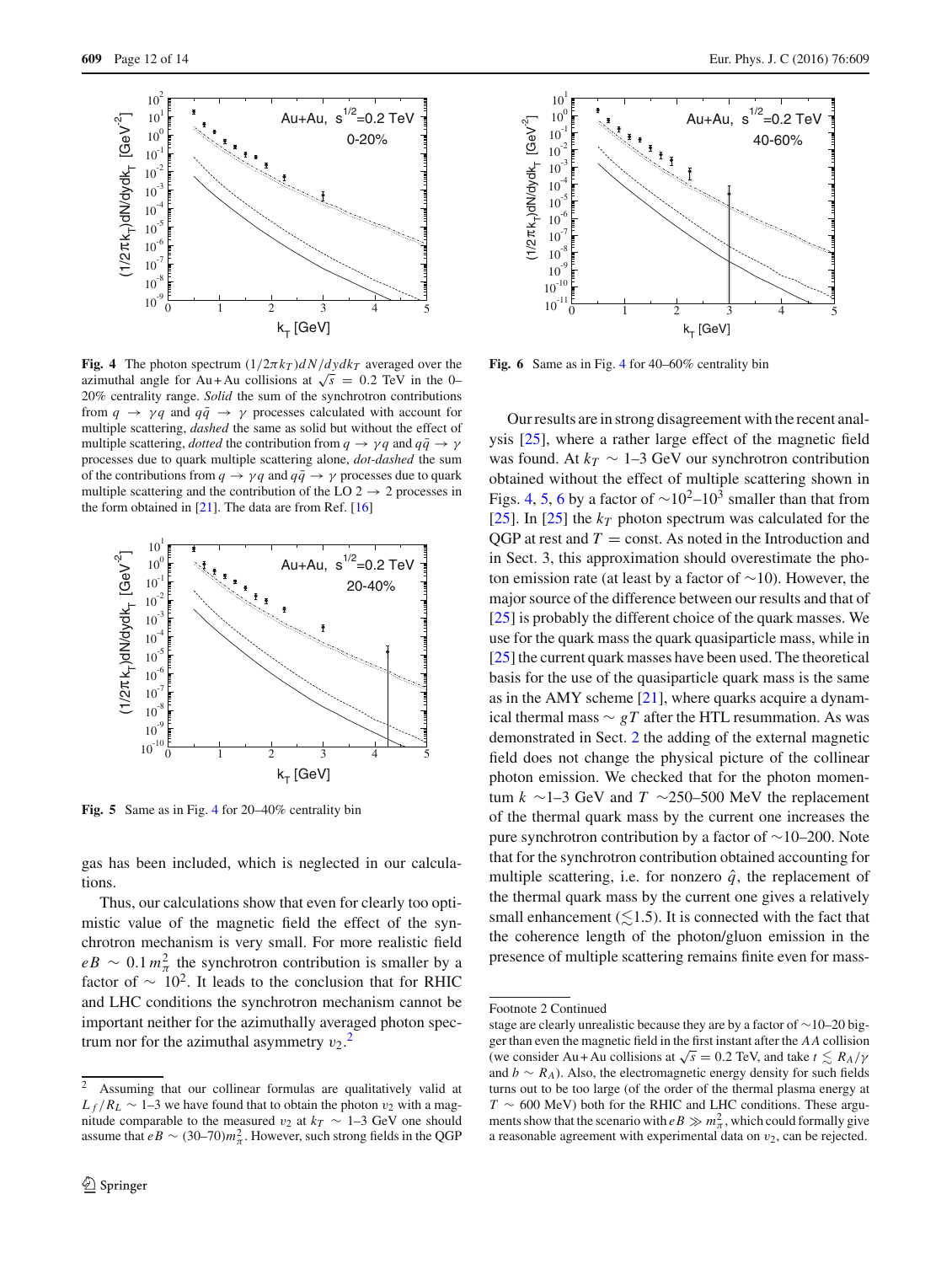**Fig. 4** The photon spectrum $(1/2\pi k_T)dN/dydk_T$ averaged over the azimuthal angle for Au+Au collisions at $\sqrt{s} = 0.2$ TeV in the 0–20% centrality range. *Solid* the sum of the synchrotron contributions from $q \to \gamma q$ and $q\bar{q} \to \gamma$ processes calculated with account for multiple scattering, *dashed* the same as solid but without the effect of multiple scattering, *dotted* the contribution from $q \to \gamma q$ and $q\bar{q} \to \gamma$ processes due to quark multiple scattering alone, *dot-dashed* the sum of the contributions from $q \to \gamma q$ and $q\bar{q} \to \gamma$ processes due to quark multiple scattering and the contribution of the LO $2 \to 2$ processes in the form obtained in [21]. The data are from Ref. [16]

**Fig. 5** Same as in Fig. 4 for 20–40% centrality bin

**Fig. 6** Same as in Fig. 4 for 40–60% centrality bin

gas has been included, which is neglected in our calculations.

Thus, our calculations show that even for clearly too optimistic value of the magnetic field the effect of the synchrotron mechanism is very small. For more realistic field $eB \sim 0.1\, m_\pi^2$ the synchrotron contribution is smaller by a factor of $\sim 10^2$. It leads to the conclusion that for RHIC and LHC conditions the synchrotron mechanism cannot be important neither for the azimuthally averaged photon spectrum nor for the azimuthal asymmetry $v_2$.[2]

Our results are in strong disagreement with the recent analysis [25], where a rather large effect of the magnetic field was found. At $k_T \sim 1$–3 GeV our synchrotron contribution obtained without the effect of multiple scattering shown in Figs. 4, 5, 6 by a factor of $\sim 10^2$–$10^3$ smaller than that from [25]. In [25] the $k_T$ photon spectrum was calculated for the QGP at rest and $T = $ const. As noted in the Introduction and in Sect. 3, this approximation should overestimate the photon emission rate (at least by a factor of $\sim 10$). However, the major source of the difference between our results and that of [25] is probably the different choice of the quark masses. We use for the quark mass the quark quasiparticle mass, while in [25] the current quark masses have been used. The theoretical basis for the use of the quasiparticle quark mass is the same as in the AMY scheme [21], where quarks acquire a dynamical thermal mass $\sim gT$ after the HTL resummation. As was demonstrated in Sect. 2 the adding of the external magnetic field does not change the physical picture of the collinear photon emission. We checked that for the photon momentum $k \sim 1$–3 GeV and $T \sim 250$–500 MeV the replacement of the thermal quark mass by the current one increases the pure synchrotron contribution by a factor of $\sim 10$–200. Note that for the synchrotron contribution obtained accounting for multiple scattering, i.e. for nonzero $\hat{q}$, the replacement of the thermal quark mass by the current one gives a relatively small enhancement ($\lesssim 1.5$). It is connected with the fact that the coherence length of the photon/gluon emission in the presence of multiple scattering remains finite even for mass-

---

[2] Assuming that our collinear formulas are qualitatively valid at $L_f/R_L \sim 1$–3 we have found that to obtain the photon $v_2$ with a magnitude comparable to the measured $v_2$ at $k_T \sim 1$–3 GeV one should assume that $eB \sim (30$–$70)m_\pi^2$. However, such strong fields in the QGP stage are clearly unrealistic because they are by a factor of $\sim 10$–20 bigger than even the magnetic field in the first instant after the $AA$ collision (we consider Au+Au collisions at $\sqrt{s} = 0.2$ TeV, and take $t \lesssim R_A/\gamma$ and $b \sim R_A$). Also, the electromagnetic energy density for such fields turns out to be too large (of the order of the thermal plasma energy at $T \sim 600$ MeV) both for the RHIC and LHC conditions. These arguments show that the scenario with $eB \gg m_\pi^2$, which could formally give a reasonable agreement with experimental data on $v_2$, can be rejected.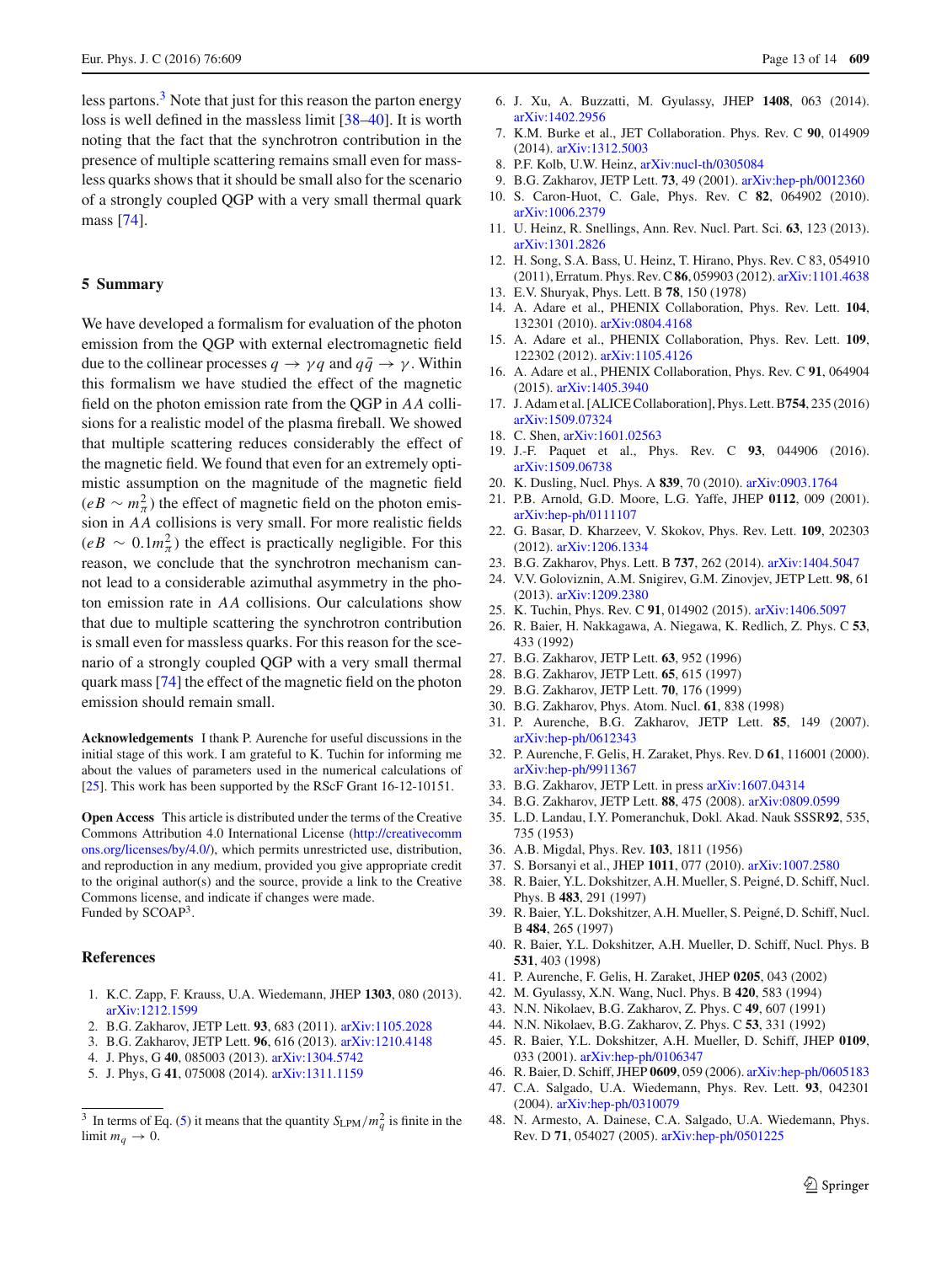less partons.[3] Note that just for this reason the parton energy loss is well defined in the massless limit [38–40]. It is worth noting that the fact that the synchrotron contribution in the presence of multiple scattering remains small even for massless quarks shows that it should be small also for the scenario of a strongly coupled QGP with a very small thermal quark mass [74].

## 5 Summary

We have developed a formalism for evaluation of the photon emission from the QGP with external electromagnetic field due to the collinear processes $q \to \gamma q$ and $q\bar{q} \to \gamma$. Within this formalism we have studied the effect of the magnetic field on the photon emission rate from the QGP in $AA$ collisions for a realistic model of the plasma fireball. We showed that multiple scattering reduces considerably the effect of the magnetic field. We found that even for an extremely optimistic assumption on the magnitude of the magnetic field ($eB \sim m_\pi^2$) the effect of magnetic field on the photon emission in $AA$ collisions is very small. For more realistic fields ($eB \sim 0.1 m_\pi^2$) the effect is practically negligible. For this reason, we conclude that the synchrotron mechanism cannot lead to a considerable azimuthal asymmetry in the photon emission rate in $AA$ collisions. Our calculations show that due to multiple scattering the synchrotron contribution is small even for massless quarks. For this reason for the scenario of a strongly coupled QGP with a very small thermal quark mass [74] the effect of the magnetic field on the photon emission should remain small.

**Acknowledgements** I thank P. Aurenche for useful discussions in the initial stage of this work. I am grateful to K. Tuchin for informing me about the values of parameters used in the numerical calculations of [25]. This work has been supported by the RScF Grant 16-12-10151.

**Open Access** This article is distributed under the terms of the Creative Commons Attribution 4.0 International License (http://creativecommons.org/licenses/by/4.0/), which permits unrestricted use, distribution, and reproduction in any medium, provided you give appropriate credit to the original author(s) and the source, provide a link to the Creative Commons license, and indicate if changes were made.
Funded by SCOAP[3].

## References

1. K.C. Zapp, F. Krauss, U.A. Wiedemann, JHEP **1303**, 080 (2013). arXiv:1212.1599
2. B.G. Zakharov, JETP Lett. **93**, 683 (2011). arXiv:1105.2028
3. B.G. Zakharov, JETP Lett. **96**, 616 (2013). arXiv:1210.4148
4. J. Phys, G **40**, 085003 (2013). arXiv:1304.5742
5. J. Phys, G **41**, 075008 (2014). arXiv:1311.1159
6. J. Xu, A. Buzzatti, M. Gyulassy, JHEP **1408**, 063 (2014). arXiv:1402.2956
7. K.M. Burke et al., JET Collaboration. Phys. Rev. C **90**, 014909 (2014). arXiv:1312.5003
8. P.F. Kolb, U.W. Heinz, arXiv:nucl-th/0305084
9. B.G. Zakharov, JETP Lett. **73**, 49 (2001). arXiv:hep-ph/0012360
10. S. Caron-Huot, C. Gale, Phys. Rev. C **82**, 064902 (2010). arXiv:1006.2379
11. U. Heinz, R. Snellings, Ann. Rev. Nucl. Part. Sci. **63**, 123 (2013). arXiv:1301.2826
12. H. Song, S.A. Bass, U. Heinz, T. Hirano, Phys. Rev. C 83, 054910 (2011), Erratum. Phys. Rev. C **86**, 059903 (2012). arXiv:1101.4638
13. E.V. Shuryak, Phys. Lett. B **78**, 150 (1978)
14. A. Adare et al., PHENIX Collaboration, Phys. Rev. Lett. **104**, 132301 (2010). arXiv:0804.4168
15. A. Adare et al., PHENIX Collaboration, Phys. Rev. Lett. **109**, 122302 (2012). arXiv:1105.4126
16. A. Adare et al., PHENIX Collaboration, Phys. Rev. C **91**, 064904 (2015). arXiv:1405.3940
17. J. Adam et al. [ALICE Collaboration], Phys. Lett. B**754**, 235 (2016) arXiv:1509.07324
18. C. Shen, arXiv:1601.02563
19. J.-F. Paquet et al., Phys. Rev. C **93**, 044906 (2016). arXiv:1509.06738
20. K. Dusling, Nucl. Phys. A **839**, 70 (2010). arXiv:0903.1764
21. P.B. Arnold, G.D. Moore, L.G. Yaffe, JHEP **0112**, 009 (2001). arXiv:hep-ph/0111107
22. G. Basar, D. Kharzeev, V. Skokov, Phys. Rev. Lett. **109**, 202303 (2012). arXiv:1206.1334
23. B.G. Zakharov, Phys. Lett. B **737**, 262 (2014). arXiv:1404.5047
24. V.V. Goloviznin, A.M. Snigirev, G.M. Zinovjev, JETP Lett. **98**, 61 (2013). arXiv:1209.2380
25. K. Tuchin, Phys. Rev. C **91**, 014902 (2015). arXiv:1406.5097
26. R. Baier, H. Nakkagawa, A. Niegawa, K. Redlich, Z. Phys. C **53**, 433 (1992)
27. B.G. Zakharov, JETP Lett. **63**, 952 (1996)
28. B.G. Zakharov, JETP Lett. **65**, 615 (1997)
29. B.G. Zakharov, JETP Lett. **70**, 176 (1999)
30. B.G. Zakharov, Phys. Atom. Nucl. **61**, 838 (1998)
31. P. Aurenche, B.G. Zakharov, JETP Lett. **85**, 149 (2007). arXiv:hep-ph/0612343
32. P. Aurenche, F. Gelis, H. Zaraket, Phys. Rev. D **61**, 116001 (2000). arXiv:hep-ph/9911367
33. B.G. Zakharov, JETP Lett. in press arXiv:1607.04314
34. B.G. Zakharov, JETP Lett. **88**, 475 (2008). arXiv:0809.0599
35. L.D. Landau, I.Y. Pomeranchuk, Dokl. Akad. Nauk SSSR**92**, 535, 735 (1953)
36. A.B. Migdal, Phys. Rev. **103**, 1811 (1956)
37. S. Borsanyi et al., JHEP **1011**, 077 (2010). arXiv:1007.2580
38. R. Baier, Y.L. Dokshitzer, A.H. Mueller, S. Peigné, D. Schiff, Nucl. Phys. B **483**, 291 (1997)
39. R. Baier, Y.L. Dokshitzer, A.H. Mueller, S. Peigné, D. Schiff, Nucl. B **484**, 265 (1997)
40. R. Baier, Y.L. Dokshitzer, A.H. Mueller, D. Schiff, Nucl. Phys. B **531**, 403 (1998)
41. P. Aurenche, F. Gelis, H. Zaraket, JHEP **0205**, 043 (2002)
42. M. Gyulassy, X.N. Wang, Nucl. Phys. B **420**, 583 (1994)
43. N.N. Nikolaev, B.G. Zakharov, Z. Phys. C **49**, 607 (1991)
44. N.N. Nikolaev, B.G. Zakharov, Z. Phys. C **53**, 331 (1992)
45. R. Baier, Y.L. Dokshitzer, A.H. Mueller, D. Schiff, JHEP **0109**, 033 (2001). arXiv:hep-ph/0106347
46. R. Baier, D. Schiff, JHEP **0609**, 059 (2006). arXiv:hep-ph/0605183
47. C.A. Salgado, U.A. Wiedemann, Phys. Rev. Lett. **93**, 042301 (2004). arXiv:hep-ph/0310079
48. N. Armesto, A. Dainese, C.A. Salgado, U.A. Wiedemann, Phys. Rev. D **71**, 054027 (2005). arXiv:hep-ph/0501225

[3] In terms of Eq. (5) it means that the quantity $S_{\mathrm{LPM}}/m_q^2$ is finite in the limit $m_q \to 0$.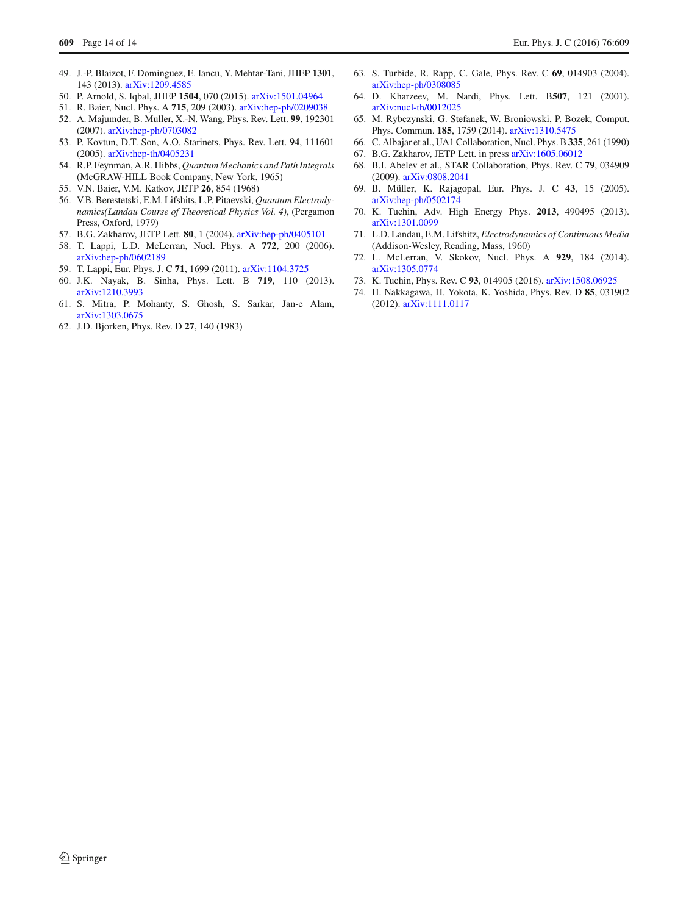49. J.-P. Blaizot, F. Dominguez, E. Iancu, Y. Mehtar-Tani, JHEP **1301**, 143 (2013). arXiv:1209.4585
50. P. Arnold, S. Iqbal, JHEP **1504**, 070 (2015). arXiv:1501.04964
51. R. Baier, Nucl. Phys. A **715**, 209 (2003). arXiv:hep-ph/0209038
52. A. Majumder, B. Muller, X.-N. Wang, Phys. Rev. Lett. **99**, 192301 (2007). arXiv:hep-ph/0703082
53. P. Kovtun, D.T. Son, A.O. Starinets, Phys. Rev. Lett. **94**, 111601 (2005). arXiv:hep-th/0405231
54. R.P. Feynman, A.R. Hibbs, *Quantum Mechanics and Path Integrals* (McGRAW-HILL Book Company, New York, 1965)
55. V.N. Baier, V.M. Katkov, JETP **26**, 854 (1968)
56. V.B. Berestetski, E.M. Lifshits, L.P. Pitaevski, *Quantum Electrodynamics(Landau Course of Theoretical Physics Vol. 4)*, (Pergamon Press, Oxford, 1979)
57. B.G. Zakharov, JETP Lett. **80**, 1 (2004). arXiv:hep-ph/0405101
58. T. Lappi, L.D. McLerran, Nucl. Phys. A **772**, 200 (2006). arXiv:hep-ph/0602189
59. T. Lappi, Eur. Phys. J. C **71**, 1699 (2011). arXiv:1104.3725
60. J.K. Nayak, B. Sinha, Phys. Lett. B **719**, 110 (2013). arXiv:1210.3993
61. S. Mitra, P. Mohanty, S. Ghosh, S. Sarkar, Jan-e Alam, arXiv:1303.0675
62. J.D. Bjorken, Phys. Rev. D **27**, 140 (1983)
63. S. Turbide, R. Rapp, C. Gale, Phys. Rev. C **69**, 014903 (2004). arXiv:hep-ph/0308085
64. D. Kharzeev, M. Nardi, Phys. Lett. B**507**, 121 (2001). arXiv:nucl-th/0012025
65. M. Rybczynski, G. Stefanek, W. Broniowski, P. Bozek, Comput. Phys. Commun. **185**, 1759 (2014). arXiv:1310.5475
66. C. Albajar et al., UA1 Collaboration, Nucl. Phys. B **335**, 261 (1990)
67. B.G. Zakharov, JETP Lett. in press arXiv:1605.06012
68. B.I. Abelev et al., STAR Collaboration, Phys. Rev. C **79**, 034909 (2009). arXiv:0808.2041
69. B. Müller, K. Rajagopal, Eur. Phys. J. C **43**, 15 (2005). arXiv:hep-ph/0502174
70. K. Tuchin, Adv. High Energy Phys. **2013**, 490495 (2013). arXiv:1301.0099
71. L.D. Landau, E.M. Lifshitz, *Electrodynamics of Continuous Media* (Addison-Wesley, Reading, Mass, 1960)
72. L. McLerran, V. Skokov, Nucl. Phys. A **929**, 184 (2014). arXiv:1305.0774
73. K. Tuchin, Phys. Rev. C **93**, 014905 (2016). arXiv:1508.06925
74. H. Nakkagawa, H. Yokota, K. Yoshida, Phys. Rev. D **85**, 031902 (2012). arXiv:1111.0117